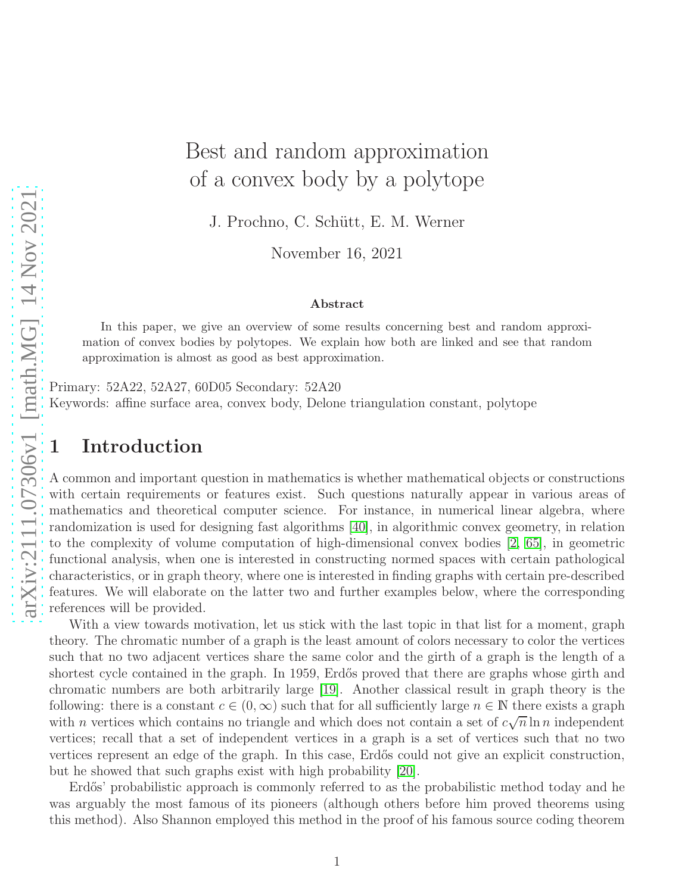# Best and random approximation of a convex body by a polytope

J. Prochno, C. Schütt, E. M. Werner

November 16, 2021

### Abstract

In this paper, we give an overview of some results concerning best and random approximation of convex bodies by polytopes. We explain how both are linked and see that random approximation is almost as good as best approximation.

Primary: 52A22, 52A27, 60D05 Secondary: 52A20
Keywords: affine surface area, convex body, Delone triangulation constant, polytope

## 1 Introduction

A common and important question in mathematics is whether mathematical objects or constructions with certain requirements or features exist. Such questions naturally appear in various areas of mathematics and theoretical computer science. For instance, in numerical linear algebra, where randomization is used for designing fast algorithms [40], in algorithmic convex geometry, in relation to the complexity of volume computation of high-dimensional convex bodies [2, 65], in geometric functional analysis, when one is interested in constructing normed spaces with certain pathological characteristics, or in graph theory, where one is interested in finding graphs with certain pre-described features. We will elaborate on the latter two and further examples below, where the corresponding references will be provided.

With a view towards motivation, let us stick with the last topic in that list for a moment, graph theory. The chromatic number of a graph is the least amount of colors necessary to color the vertices such that no two adjacent vertices share the same color and the girth of a graph is the length of a shortest cycle contained in the graph. In 1959, Erdős proved that there are graphs whose girth and chromatic numbers are both arbitrarily large [19]. Another classical result in graph theory is the following: there is a constant $c \in (0, \infty)$ such that for all sufficiently large $n \in \mathbb{N}$ there exists a graph with $n$ vertices which contains no triangle and which does not contain a set of $c\sqrt{n} \ln n$ independent vertices; recall that a set of independent vertices in a graph is a set of vertices such that no two vertices represent an edge of the graph. In this case, Erdős could not give an explicit construction, but he showed that such graphs exist with high probability [20].

Erdős' probabilistic approach is commonly referred to as the probabilistic method today and he was arguably the most famous of its pioneers (although others before him proved theorems using this method). Also Shannon employed this method in the proof of his famous source coding theorem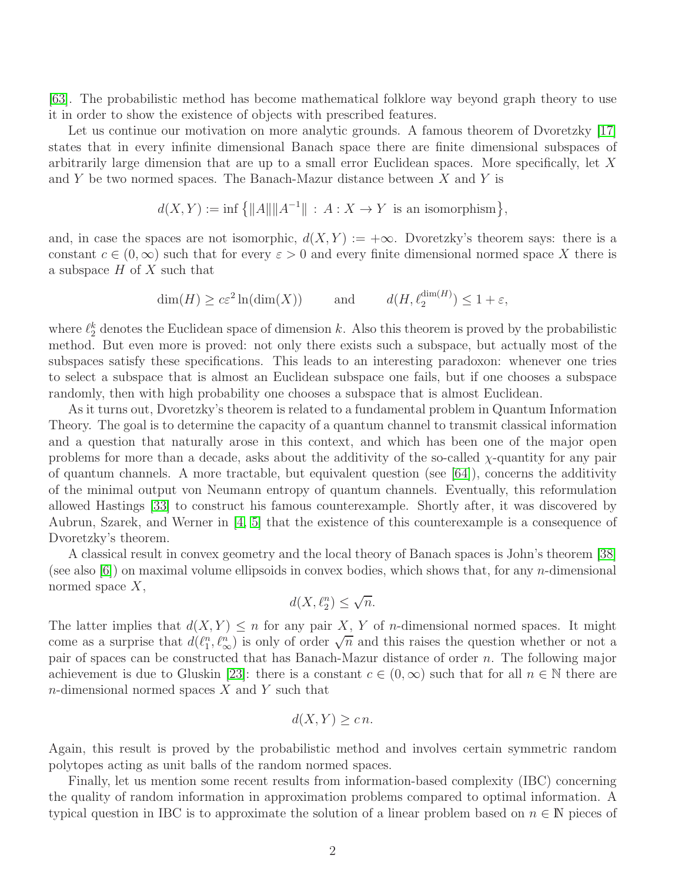[63]. The probabilistic method has become mathematical folklore way beyond graph theory to use it in order to show the existence of objects with prescribed features.

Let us continue our motivation on more analytic grounds. A famous theorem of Dvoretzky [17] states that in every infinite dimensional Banach space there are finite dimensional subspaces of arbitrarily large dimension that are up to a small error Euclidean spaces. More specifically, let $X$ and $Y$ be two normed spaces. The Banach-Mazur distance between $X$ and $Y$ is

$$d(X,Y) := \inf\big\{\|A\|\|A^{-1}\| \,:\, A : X \to Y \text{ is an isomorphism}\big\},$$

and, in case the spaces are not isomorphic, $d(X,Y) := +\infty$. Dvoretzky's theorem says: there is a constant $c \in (0,\infty)$ such that for every $\varepsilon > 0$ and every finite dimensional normed space $X$ there is a subspace $H$ of $X$ such that

$$\dim(H) \geq c\varepsilon^2 \ln(\dim(X)) \qquad \text{and} \qquad d(H, \ell_2^{\dim(H)}) \leq 1+\varepsilon,$$

where $\ell_2^k$ denotes the Euclidean space of dimension $k$. Also this theorem is proved by the probabilistic method. But even more is proved: not only there exists such a subspace, but actually most of the subspaces satisfy these specifications. This leads to an interesting paradoxon: whenever one tries to select a subspace that is almost an Euclidean subspace one fails, but if one chooses a subspace randomly, then with high probability one chooses a subspace that is almost Euclidean.

As it turns out, Dvoretzky's theorem is related to a fundamental problem in Quantum Information Theory. The goal is to determine the capacity of a quantum channel to transmit classical information and a question that naturally arose in this context, and which has been one of the major open problems for more than a decade, asks about the additivity of the so-called $\chi$-quantity for any pair of quantum channels. A more tractable, but equivalent question (see [64]), concerns the additivity of the minimal output von Neumann entropy of quantum channels. Eventually, this reformulation allowed Hastings [33] to construct his famous counterexample. Shortly after, it was discovered by Aubrun, Szarek, and Werner in [4, 5] that the existence of this counterexample is a consequence of Dvoretzky's theorem.

A classical result in convex geometry and the local theory of Banach spaces is John's theorem [38] (see also [6]) on maximal volume ellipsoids in convex bodies, which shows that, for any $n$-dimensional normed space $X$,

$$d(X, \ell_2^n) \leq \sqrt{n}.$$

The latter implies that $d(X,Y) \leq n$ for any pair $X$, $Y$ of $n$-dimensional normed spaces. It might come as a surprise that $d(\ell_1^n, \ell_\infty^n)$ is only of order $\sqrt{n}$ and this raises the question whether or not a pair of spaces can be constructed that has Banach-Mazur distance of order $n$. The following major achievement is due to Gluskin [23]: there is a constant $c \in (0,\infty)$ such that for all $n \in \mathbb{N}$ there are $n$-dimensional normed spaces $X$ and $Y$ such that

$$d(X,Y) \geq c\, n.$$

Again, this result is proved by the probabilistic method and involves certain symmetric random polytopes acting as unit balls of the random normed spaces.

Finally, let us mention some recent results from information-based complexity (IBC) concerning the quality of random information in approximation problems compared to optimal information. A typical question in IBC is to approximate the solution of a linear problem based on $n \in \mathbb{N}$ pieces of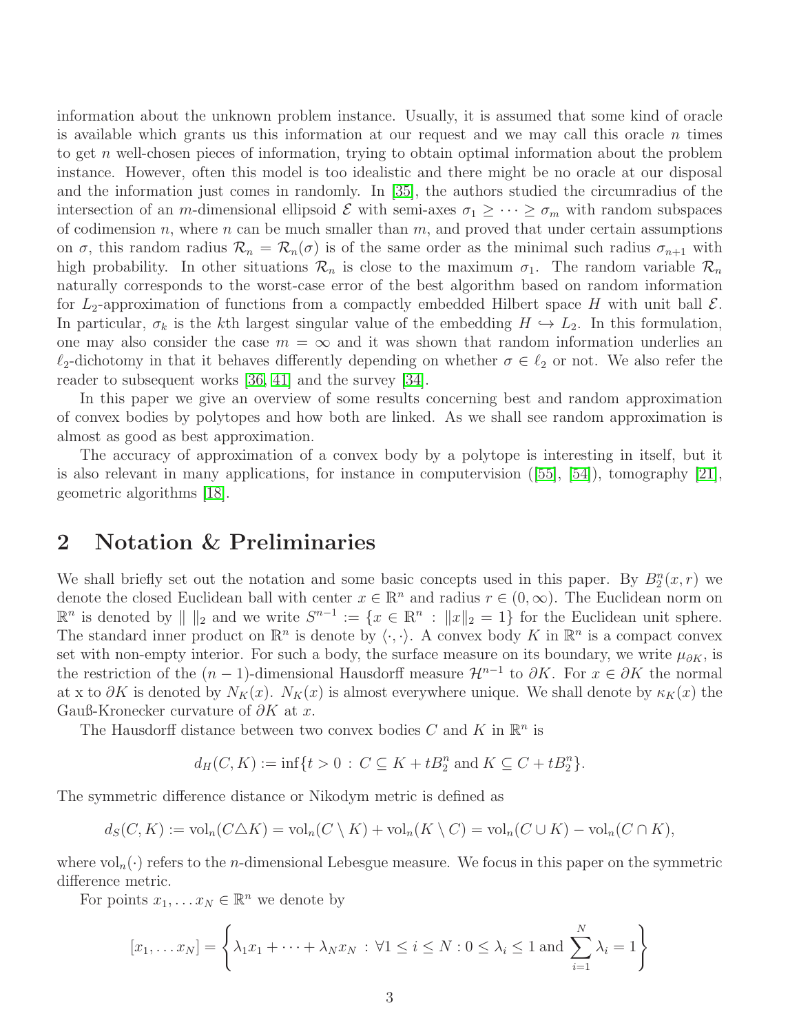information about the unknown problem instance. Usually, it is assumed that some kind of oracle is available which grants us this information at our request and we may call this oracle $n$ times to get $n$ well-chosen pieces of information, trying to obtain optimal information about the problem instance. However, often this model is too idealistic and there might be no oracle at our disposal and the information just comes in randomly. In [35], the authors studied the circumradius of the intersection of an $m$-dimensional ellipsoid $\mathcal{E}$ with semi-axes $\sigma_1 \geq \cdots \geq \sigma_m$ with random subspaces of codimension $n$, where $n$ can be much smaller than $m$, and proved that under certain assumptions on $\sigma$, this random radius $\mathcal{R}_n = \mathcal{R}_n(\sigma)$ is of the same order as the minimal such radius $\sigma_{n+1}$ with high probability. In other situations $\mathcal{R}_n$ is close to the maximum $\sigma_1$. The random variable $\mathcal{R}_n$ naturally corresponds to the worst-case error of the best algorithm based on random information for $L_2$-approximation of functions from a compactly embedded Hilbert space $H$ with unit ball $\mathcal{E}$. In particular, $\sigma_k$ is the $k$th largest singular value of the embedding $H \hookrightarrow L_2$. In this formulation, one may also consider the case $m = \infty$ and it was shown that random information underlies an $\ell_2$-dichotomy in that it behaves differently depending on whether $\sigma \in \ell_2$ or not. We also refer the reader to subsequent works [36, 41] and the survey [34].

In this paper we give an overview of some results concerning best and random approximation of convex bodies by polytopes and how both are linked. As we shall see random approximation is almost as good as best approximation.

The accuracy of approximation of a convex body by a polytope is interesting in itself, but it is also relevant in many applications, for instance in computervision ([55], [54]), tomography [21], geometric algorithms [18].

## 2 Notation & Preliminaries

We shall briefly set out the notation and some basic concepts used in this paper. By $B_2^n(x,r)$ we denote the closed Euclidean ball with center $x \in \mathbb{R}^n$ and radius $r \in (0,\infty)$. The Euclidean norm on $\mathbb{R}^n$ is denoted by $\| \, \|_2$ and we write $S^{n-1} := \{x \in \mathbb{R}^n \, : \, \|x\|_2 = 1\}$ for the Euclidean unit sphere. The standard inner product on $\mathbb{R}^n$ is denote by $\langle \cdot, \cdot \rangle$. A convex body $K$ in $\mathbb{R}^n$ is a compact convex set with non-empty interior. For such a body, the surface measure on its boundary, we write $\mu_{\partial K}$, is the restriction of the $(n-1)$-dimensional Hausdorff measure $\mathcal{H}^{n-1}$ to $\partial K$. For $x \in \partial K$ the normal at x to $\partial K$ is denoted by $N_K(x)$. $N_K(x)$ is almost everywhere unique. We shall denote by $\kappa_K(x)$ the Gauß-Kronecker curvature of $\partial K$ at $x$.

The Hausdorff distance between two convex bodies $C$ and $K$ in $\mathbb{R}^n$ is

$$d_H(C,K) := \inf\{t > 0 \, : \, C \subseteq K + tB_2^n \text{ and } K \subseteq C + tB_2^n\}.$$

The symmetric difference distance or Nikodym metric is defined as

$$d_S(C,K) := \mathrm{vol}_n(C \triangle K) = \mathrm{vol}_n(C \setminus K) + \mathrm{vol}_n(K \setminus C) = \mathrm{vol}_n(C \cup K) - \mathrm{vol}_n(C \cap K),$$

where $\mathrm{vol}_n(\cdot)$ refers to the $n$-dimensional Lebesgue measure. We focus in this paper on the symmetric difference metric.

For points $x_1, \ldots x_N \in \mathbb{R}^n$ we denote by

$$[x_1, \ldots x_N] = \left\{ \lambda_1 x_1 + \cdots + \lambda_N x_N \, : \, \forall 1 \leq i \leq N : 0 \leq \lambda_i \leq 1 \text{ and } \sum_{i=1}^{N} \lambda_i = 1 \right\}$$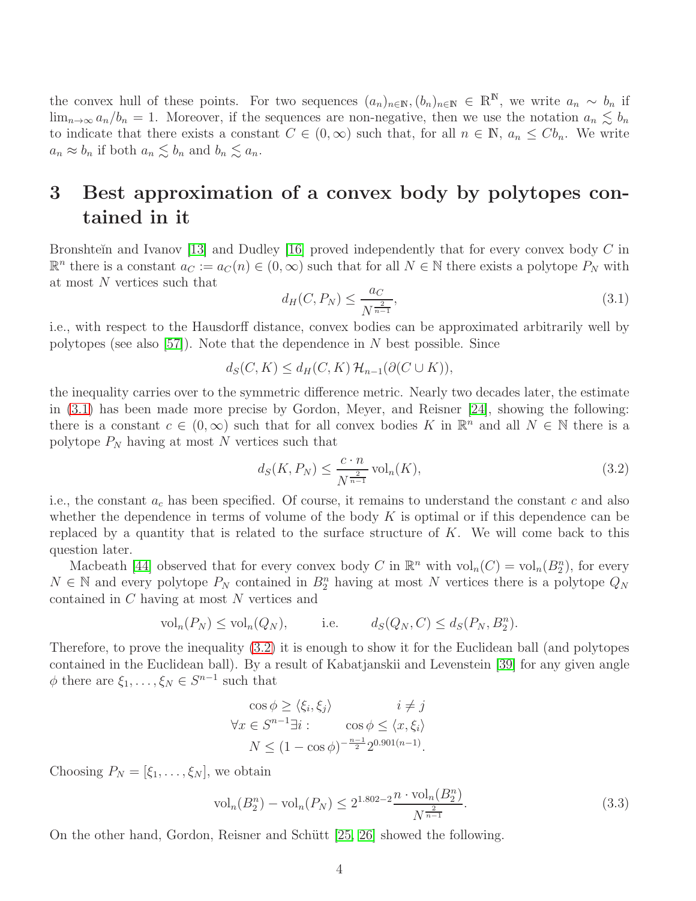the convex hull of these points. For two sequences $(a_n)_{n\in\mathbb{N}}, (b_n)_{n\in\mathbb{N}} \in \mathbb{R}^{\mathbb{N}}$, we write $a_n \sim b_n$ if $\lim_{n\to\infty} a_n/b_n = 1$. Moreover, if the sequences are non-negative, then we use the notation $a_n \lesssim b_n$ to indicate that there exists a constant $C \in (0,\infty)$ such that, for all $n \in \mathbb{N}$, $a_n \le C b_n$. We write $a_n \approx b_n$ if both $a_n \lesssim b_n$ and $b_n \lesssim a_n$.

# 3 Best approximation of a convex body by polytopes contained in it

Bronshteĭn and Ivanov [13] and Dudley [16] proved independently that for every convex body $C$ in $\mathbb{R}^n$ there is a constant $a_C := a_C(n) \in (0,\infty)$ such that for all $N \in \mathbb{N}$ there exists a polytope $P_N$ with at most $N$ vertices such that

$$d_H(C, P_N) \le \frac{a_C}{N^{\frac{2}{n-1}}}, \tag{3.1}$$

i.e., with respect to the Hausdorff distance, convex bodies can be approximated arbitrarily well by polytopes (see also [57]). Note that the dependence in $N$ best possible. Since

$$d_S(C,K) \le d_H(C,K)\,\mathcal{H}_{n-1}(\partial(C\cup K)),$$

the inequality carries over to the symmetric difference metric. Nearly two decades later, the estimate in (3.1) has been made more precise by Gordon, Meyer, and Reisner [24], showing the following: there is a constant $c \in (0,\infty)$ such that for all convex bodies $K$ in $\mathbb{R}^n$ and all $N \in \mathbb{N}$ there is a polytope $P_N$ having at most $N$ vertices such that

$$d_S(K, P_N) \le \frac{c\cdot n}{N^{\frac{2}{n-1}}}\operatorname{vol}_n(K), \tag{3.2}$$

i.e., the constant $a_c$ has been specified. Of course, it remains to understand the constant $c$ and also whether the dependence in terms of volume of the body $K$ is optimal or if this dependence can be replaced by a quantity that is related to the surface structure of $K$. We will come back to this question later.

Macbeath [44] observed that for every convex body $C$ in $\mathbb{R}^n$ with $\operatorname{vol}_n(C) = \operatorname{vol}_n(B_2^n)$, for every $N \in \mathbb{N}$ and every polytope $P_N$ contained in $B_2^n$ having at most $N$ vertices there is a polytope $Q_N$ contained in $C$ having at most $N$ vertices and

$$\operatorname{vol}_n(P_N) \le \operatorname{vol}_n(Q_N), \qquad \text{i.e.} \qquad d_S(Q_N, C) \le d_S(P_N, B_2^n).$$

Therefore, to prove the inequality (3.2) it is enough to show it for the Euclidean ball (and polytopes contained in the Euclidean ball). By a result of Kabatjanskii and Levenstein [39] for any given angle $\phi$ there are $\xi_1,\dots,\xi_N \in S^{n-1}$ such that

$$\begin{aligned} \cos\phi \ge \langle \xi_i, \xi_j\rangle \qquad & \qquad i \ne j \\ \forall x \in S^{n-1}\exists i: \qquad & \cos\phi \le \langle x, \xi_i\rangle \\ N \le (1-\cos\phi)^{-\frac{n-1}{2}} 2^{0.901(n-1)}. & \end{aligned}$$

Choosing $P_N = [\xi_1,\dots,\xi_N]$, we obtain

$$\operatorname{vol}_n(B_2^n) - \operatorname{vol}_n(P_N) \le 2^{1.802-2}\frac{n\cdot \operatorname{vol}_n(B_2^n)}{N^{\frac{2}{n-1}}}. \tag{3.3}$$

On the other hand, Gordon, Reisner and Schütt [25, 26] showed the following.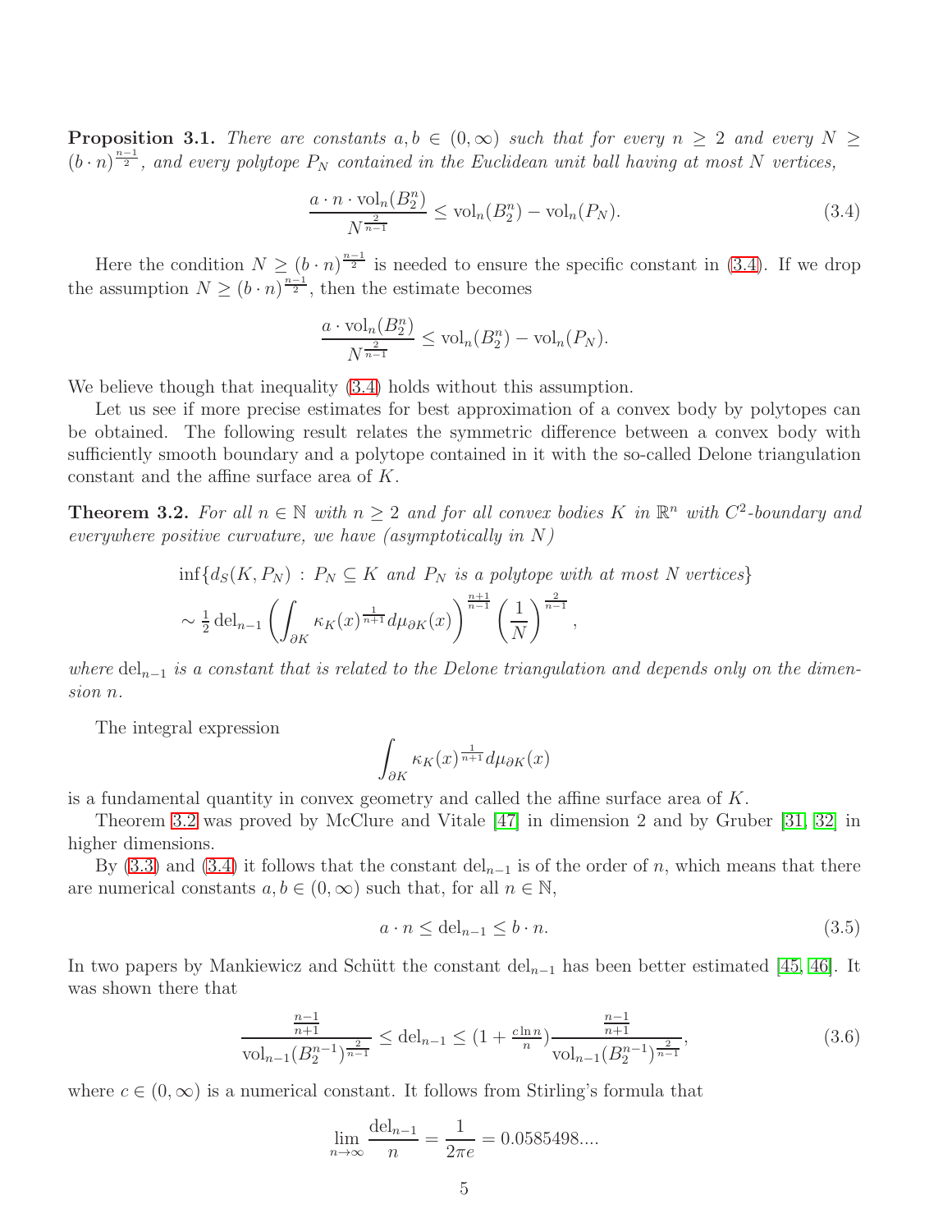**Proposition 3.1.** *There are constants $a, b \in (0, \infty)$ such that for every $n \geq 2$ and every $N \geq (b \cdot n)^{\frac{n-1}{2}}$, and every polytope $P_N$ contained in the Euclidean unit ball having at most $N$ vertices,*

$$\frac{a \cdot n \cdot \mathrm{vol}_n(B_2^n)}{N^{\frac{2}{n-1}}} \leq \mathrm{vol}_n(B_2^n) - \mathrm{vol}_n(P_N). \tag{3.4}$$

Here the condition $N \geq (b \cdot n)^{\frac{n-1}{2}}$ is needed to ensure the specific constant in (3.4). If we drop the assumption $N \geq (b \cdot n)^{\frac{n-1}{2}}$, then the estimate becomes

$$\frac{a \cdot \mathrm{vol}_n(B_2^n)}{N^{\frac{2}{n-1}}} \leq \mathrm{vol}_n(B_2^n) - \mathrm{vol}_n(P_N).$$

We believe though that inequality (3.4) holds without this assumption.

Let us see if more precise estimates for best approximation of a convex body by polytopes can be obtained. The following result relates the symmetric difference between a convex body with sufficiently smooth boundary and a polytope contained in it with the so-called Delone triangulation constant and the affine surface area of $K$.

**Theorem 3.2.** *For all $n \in \mathbb{N}$ with $n \geq 2$ and for all convex bodies $K$ in $\mathbb{R}^n$ with $C^2$-boundary and everywhere positive curvature, we have (asymptotically in $N$)*

$$\begin{aligned}
&\inf\{d_S(K, P_N) \,:\, P_N \subseteq K \text{ and } P_N \text{ is a polytope with at most } N \text{ vertices}\} \\
&\sim \tfrac{1}{2}\, \mathrm{del}_{n-1} \left( \int_{\partial K} \kappa_K(x)^{\frac{1}{n+1}} d\mu_{\partial K}(x) \right)^{\frac{n+1}{n-1}} \left( \frac{1}{N} \right)^{\frac{2}{n-1}},
\end{aligned}$$

*where $\mathrm{del}_{n-1}$ is a constant that is related to the Delone triangulation and depends only on the dimension $n$.*

The integral expression

$$\int_{\partial K} \kappa_K(x)^{\frac{1}{n+1}} d\mu_{\partial K}(x)$$

is a fundamental quantity in convex geometry and called the affine surface area of $K$.

Theorem 3.2 was proved by McClure and Vitale [47] in dimension 2 and by Gruber [31, 32] in higher dimensions.

By (3.3) and (3.4) it follows that the constant $\mathrm{del}_{n-1}$ is of the order of $n$, which means that there are numerical constants $a, b \in (0, \infty)$ such that, for all $n \in \mathbb{N}$,

$$a \cdot n \leq \mathrm{del}_{n-1} \leq b \cdot n. \tag{3.5}$$

In two papers by Mankiewicz and Schütt the constant $\mathrm{del}_{n-1}$ has been better estimated [45, 46]. It was shown there that

$$\frac{\frac{n-1}{n+1}}{\mathrm{vol}_{n-1}(B_2^{n-1})^{\frac{2}{n-1}}} \leq \mathrm{del}_{n-1} \leq \left(1 + \tfrac{c \ln n}{n}\right) \frac{\frac{n-1}{n+1}}{\mathrm{vol}_{n-1}(B_2^{n-1})^{\frac{2}{n-1}}}, \tag{3.6}$$

where $c \in (0, \infty)$ is a numerical constant. It follows from Stirling's formula that

$$\lim_{n \to \infty} \frac{\mathrm{del}_{n-1}}{n} = \frac{1}{2\pi e} = 0.0585498....$$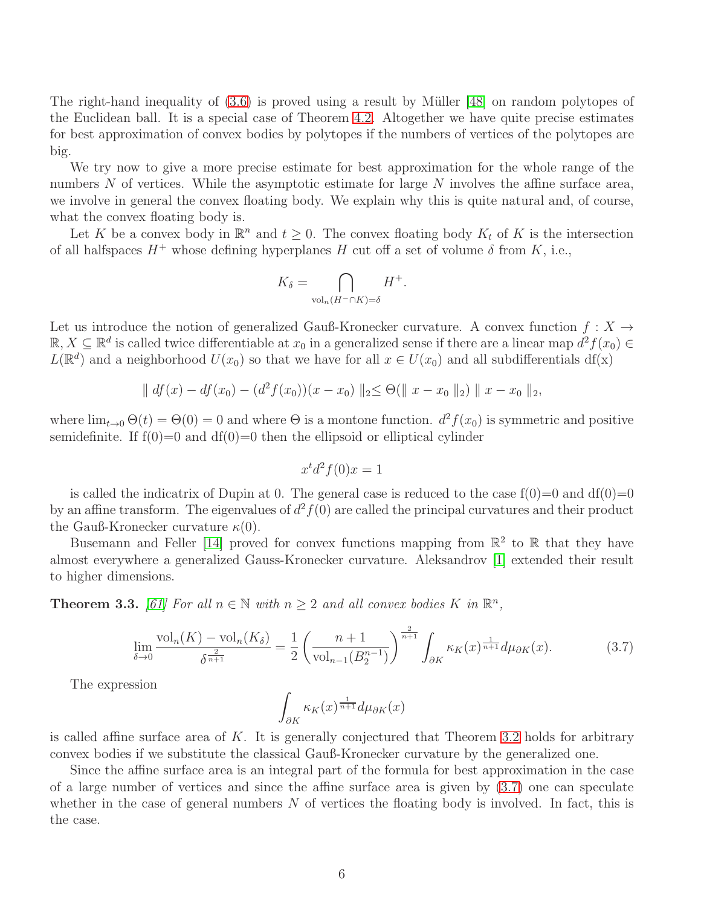The right-hand inequality of (3.6) is proved using a result by Müller [48] on random polytopes of the Euclidean ball. It is a special case of Theorem 4.2. Altogether we have quite precise estimates for best approximation of convex bodies by polytopes if the numbers of vertices of the polytopes are big.

We try now to give a more precise estimate for best approximation for the whole range of the numbers $N$ of vertices. While the asymptotic estimate for large $N$ involves the affine surface area, we involve in general the convex floating body. We explain why this is quite natural and, of course, what the convex floating body is.

Let $K$ be a convex body in $\mathbb{R}^n$ and $t \geq 0$. The convex floating body $K_t$ of $K$ is the intersection of all halfspaces $H^+$ whose defining hyperplanes $H$ cut off a set of volume $\delta$ from $K$, i.e.,

$$K_\delta = \bigcap_{\mathrm{vol}_n(H^- \cap K) = \delta} H^+.$$

Let us introduce the notion of generalized Gauß-Kronecker curvature. A convex function $f : X \to \mathbb{R}$, $X \subseteq \mathbb{R}^d$ is called twice differentiable at $x_0$ in a generalized sense if there are a linear map $d^2 f(x_0) \in L(\mathbb{R}^d)$ and a neighborhood $U(x_0)$ so that we have for all $x \in U(x_0)$ and all subdifferentials df(x)

$$\| df(x) - df(x_0) - (d^2 f(x_0))(x - x_0) \|_2 \leq \Theta(\| x - x_0 \|_2) \| x - x_0 \|_2,$$

where $\lim_{t \to 0} \Theta(t) = \Theta(0) = 0$ and where $\Theta$ is a montone function. $d^2 f(x_0)$ is symmetric and positive semidefinite. If f(0)=0 and df(0)=0 then the ellipsoid or elliptical cylinder

$$x^t d^2 f(0) x = 1$$

is called the indicatrix of Dupin at 0. The general case is reduced to the case f(0)=0 and df(0)=0 by an affine transform. The eigenvalues of $d^2 f(0)$ are called the principal curvatures and their product the Gauß-Kronecker curvature $\kappa(0)$.

Busemann and Feller [14] proved for convex functions mapping from $\mathbb{R}^2$ to $\mathbb{R}$ that they have almost everywhere a generalized Gauss-Kronecker curvature. Aleksandrov [1] extended their result to higher dimensions.

**Theorem 3.3.** *[61] For all $n \in \mathbb{N}$ with $n \geq 2$ and all convex bodies $K$ in $\mathbb{R}^n$,*

$$\lim_{\delta \to 0} \frac{\mathrm{vol}_n(K) - \mathrm{vol}_n(K_\delta)}{\delta^{\frac{2}{n+1}}} = \frac{1}{2} \left( \frac{n+1}{\mathrm{vol}_{n-1}(B_2^{n-1})} \right)^{\frac{2}{n+1}} \int_{\partial K} \kappa_K(x)^{\frac{1}{n+1}} d\mu_{\partial K}(x). \tag{3.7}$$

The expression

$$\int_{\partial K} \kappa_K(x)^{\frac{1}{n+1}} d\mu_{\partial K}(x)$$

is called affine surface area of $K$. It is generally conjectured that Theorem 3.2 holds for arbitrary convex bodies if we substitute the classical Gauß-Kronecker curvature by the generalized one.

Since the affine surface area is an integral part of the formula for best approximation in the case of a large number of vertices and since the affine surface area is given by (3.7) one can speculate whether in the case of general numbers $N$ of vertices the floating body is involved. In fact, this is the case.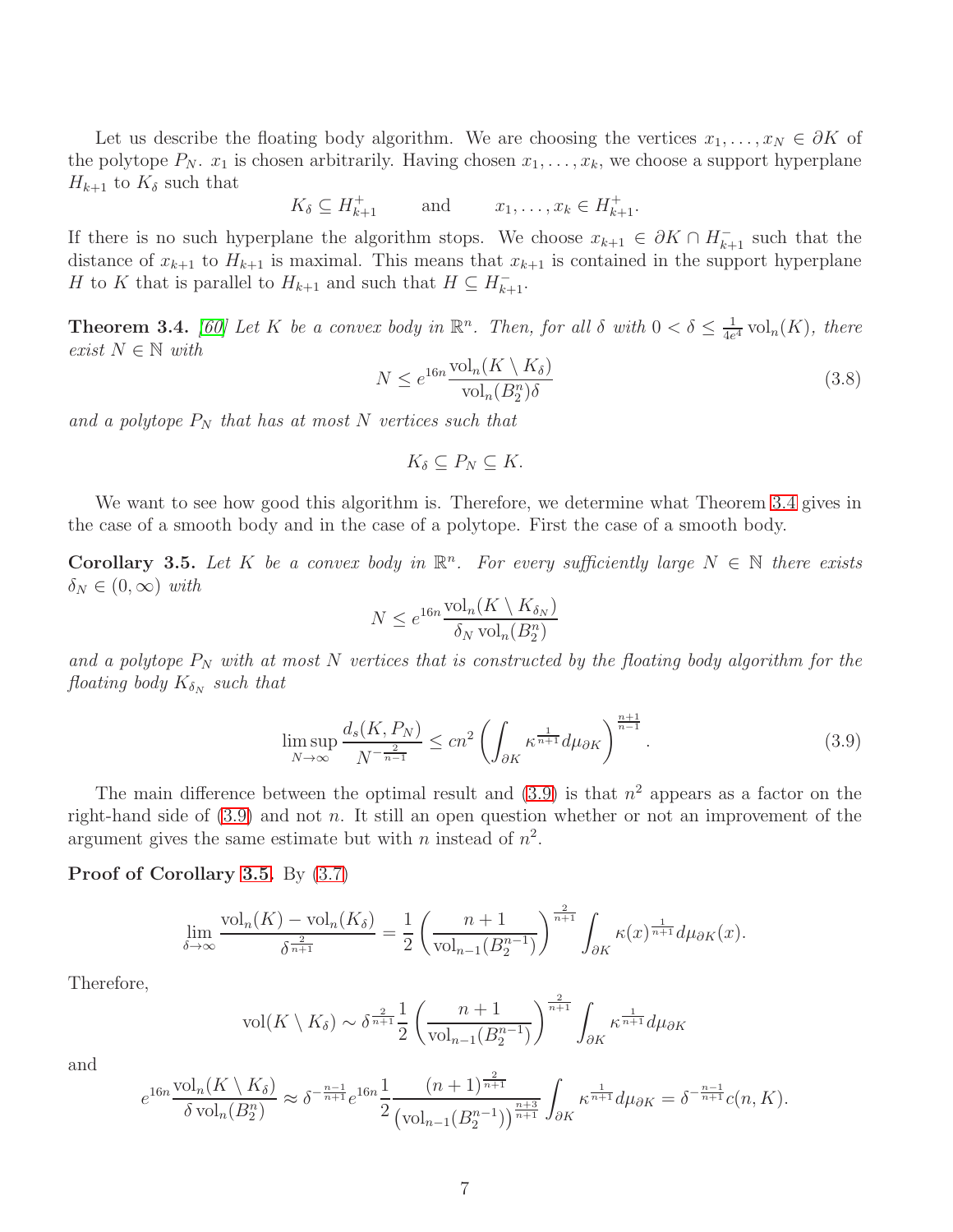Let us describe the floating body algorithm. We are choosing the vertices $x_1, \ldots, x_N \in \partial K$ of the polytope $P_N$. $x_1$ is chosen arbitrarily. Having chosen $x_1, \ldots, x_k$, we choose a support hyperplane $H_{k+1}$ to $K_\delta$ such that

$$K_\delta \subseteq H_{k+1}^+ \qquad \text{and} \qquad x_1, \ldots, x_k \in H_{k+1}^+.$$

If there is no such hyperplane the algorithm stops. We choose $x_{k+1} \in \partial K \cap H_{k+1}^-$ such that the distance of $x_{k+1}$ to $H_{k+1}$ is maximal. This means that $x_{k+1}$ is contained in the support hyperplane $H$ to $K$ that is parallel to $H_{k+1}$ and such that $H \subseteq H_{k+1}^-$.

**Theorem 3.4.** [60] *Let $K$ be a convex body in $\mathbb{R}^n$. Then, for all $\delta$ with $0 < \delta \leq \frac{1}{4e^4} \operatorname{vol}_n(K)$, there exist $N \in \mathbb{N}$ with*

$$N \leq e^{16n} \frac{\operatorname{vol}_n(K \setminus K_\delta)}{\operatorname{vol}_n(B_2^n)\delta} \tag{3.8}$$

*and a polytope $P_N$ that has at most $N$ vertices such that*

$$K_\delta \subseteq P_N \subseteq K.$$

We want to see how good this algorithm is. Therefore, we determine what Theorem 3.4 gives in the case of a smooth body and in the case of a polytope. First the case of a smooth body.

**Corollary 3.5.** *Let $K$ be a convex body in $\mathbb{R}^n$. For every sufficiently large $N \in \mathbb{N}$ there exists $\delta_N \in (0, \infty)$ with*

$$N \leq e^{16n} \frac{\operatorname{vol}_n(K \setminus K_{\delta_N})}{\delta_N \operatorname{vol}_n(B_2^n)}$$

*and a polytope $P_N$ with at most $N$ vertices that is constructed by the floating body algorithm for the floating body $K_{\delta_N}$ such that*

$$\limsup_{N \to \infty} \frac{d_s(K, P_N)}{N^{-\frac{2}{n-1}}} \leq c n^2 \left( \int_{\partial K} \kappa^{\frac{1}{n+1}} d\mu_{\partial K} \right)^{\frac{n+1}{n-1}}. \tag{3.9}$$

The main difference between the optimal result and (3.9) is that $n^2$ appears as a factor on the right-hand side of (3.9) and not $n$. It still an open question whether or not an improvement of the argument gives the same estimate but with $n$ instead of $n^2$.

**Proof of Corollary 3.5.** By (3.7)

$$\lim_{\delta \to \infty} \frac{\operatorname{vol}_n(K) - \operatorname{vol}_n(K_\delta)}{\delta^{\frac{2}{n+1}}} = \frac{1}{2} \left( \frac{n+1}{\operatorname{vol}_{n-1}(B_2^{n-1})} \right)^{\frac{2}{n+1}} \int_{\partial K} \kappa(x)^{\frac{1}{n+1}} d\mu_{\partial K}(x).$$

Therefore,

$$\operatorname{vol}(K \setminus K_\delta) \sim \delta^{\frac{2}{n+1}} \frac{1}{2} \left( \frac{n+1}{\operatorname{vol}_{n-1}(B_2^{n-1})} \right)^{\frac{2}{n+1}} \int_{\partial K} \kappa^{\frac{1}{n+1}} d\mu_{\partial K}$$

and

$$e^{16n} \frac{\operatorname{vol}_n(K \setminus K_\delta)}{\delta \operatorname{vol}_n(B_2^n)} \approx \delta^{-\frac{n-1}{n+1}} e^{16n} \frac{1}{2} \frac{(n+1)^{\frac{2}{n+1}}}{\left(\operatorname{vol}_{n-1}(B_2^{n-1})\right)^{\frac{n+3}{n+1}}} \int_{\partial K} \kappa^{\frac{1}{n+1}} d\mu_{\partial K} = \delta^{-\frac{n-1}{n+1}} c(n, K).$$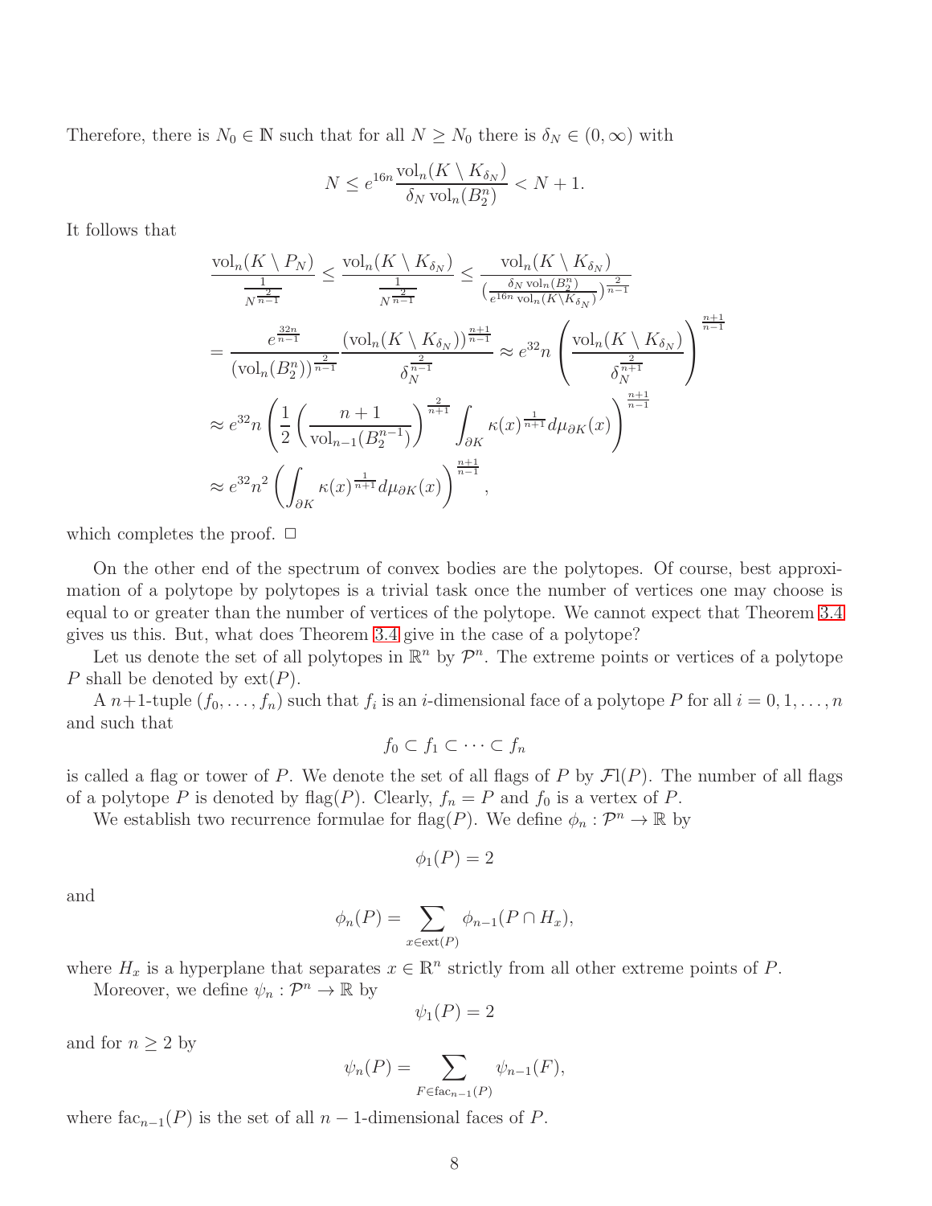Therefore, there is $N_0 \in \mathbb{N}$ such that for all $N \geq N_0$ there is $\delta_N \in (0,\infty)$ with

$$N \leq e^{16n} \frac{\mathrm{vol}_n(K \setminus K_{\delta_N})}{\delta_N \,\mathrm{vol}_n(B_2^n)} < N+1.$$

It follows that

$$\begin{aligned}
\frac{\mathrm{vol}_n(K \setminus P_N)}{\frac{1}{N^{\frac{2}{n-1}}}} &\leq \frac{\mathrm{vol}_n(K \setminus K_{\delta_N})}{\frac{1}{N^{\frac{2}{n-1}}}} \leq \frac{\mathrm{vol}_n(K \setminus K_{\delta_N})}{\left(\frac{\delta_N \,\mathrm{vol}_n(B_2^n)}{e^{16n}\,\mathrm{vol}_n(K \setminus K_{\delta_N})}\right)^{\frac{2}{n-1}}} \\
&= \frac{e^{\frac{32n}{n-1}}}{(\mathrm{vol}_n(B_2^n))^{\frac{2}{n-1}}} \frac{(\mathrm{vol}_n(K \setminus K_{\delta_N}))^{\frac{n+1}{n-1}}}{\delta_N^{\frac{2}{n-1}}} \approx e^{32} n \left( \frac{\mathrm{vol}_n(K \setminus K_{\delta_N})}{\delta_N^{\frac{2}{n+1}}} \right)^{\frac{n+1}{n-1}} \\
&\approx e^{32} n \left( \frac{1}{2} \left( \frac{n+1}{\mathrm{vol}_{n-1}(B_2^{n-1})} \right)^{\frac{2}{n+1}} \int_{\partial K} \kappa(x)^{\frac{1}{n+1}} d\mu_{\partial K}(x) \right)^{\frac{n+1}{n-1}} \\
&\approx e^{32} n^2 \left( \int_{\partial K} \kappa(x)^{\frac{1}{n+1}} d\mu_{\partial K}(x) \right)^{\frac{n+1}{n-1}},
\end{aligned}$$

which completes the proof. $\Box$

On the other end of the spectrum of convex bodies are the polytopes. Of course, best approximation of a polytope by polytopes is a trivial task once the number of vertices one may choose is equal to or greater than the number of vertices of the polytope. We cannot expect that Theorem 3.4 gives us this. But, what does Theorem 3.4 give in the case of a polytope?

Let us denote the set of all polytopes in $\mathbb{R}^n$ by $\mathcal{P}^n$. The extreme points or vertices of a polytope $P$ shall be denoted by $\mathrm{ext}(P)$.

A $n+1$-tuple $(f_0, \dots, f_n)$ such that $f_i$ is an $i$-dimensional face of a polytope $P$ for all $i = 0, 1, \dots, n$ and such that

$$f_0 \subset f_1 \subset \cdots \subset f_n$$

is called a flag or tower of $P$. We denote the set of all flags of $P$ by $\mathcal{F}\mathrm{l}(P)$. The number of all flags of a polytope $P$ is denoted by $\mathrm{flag}(P)$. Clearly, $f_n = P$ and $f_0$ is a vertex of $P$.

We establish two recurrence formulae for $\mathrm{flag}(P)$. We define $\phi_n : \mathcal{P}^n \to \mathbb{R}$ by

$$\phi_1(P) = 2$$

and

$$\phi_n(P) = \sum_{x \in \mathrm{ext}(P)} \phi_{n-1}(P \cap H_x),$$

where $H_x$ is a hyperplane that separates $x \in \mathbb{R}^n$ strictly from all other extreme points of $P$.

Moreover, we define $\psi_n : \mathcal{P}^n \to \mathbb{R}$ by

$$\psi_1(P) = 2$$

and for $n \geq 2$ by

$$\psi_n(P) = \sum_{F \in \mathrm{fac}_{n-1}(P)} \psi_{n-1}(F),$$

where $\mathrm{fac}_{n-1}(P)$ is the set of all $n-1$-dimensional faces of $P$.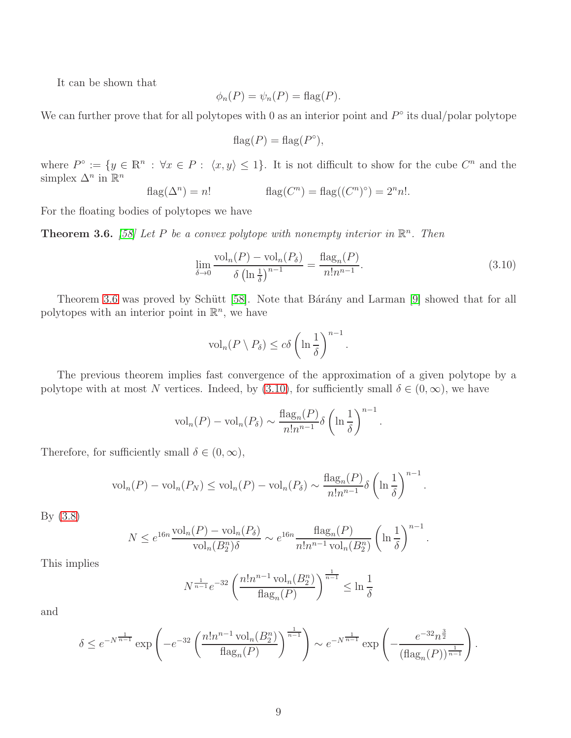It can be shown that

$$\phi_n(P) = \psi_n(P) = \text{flag}(P).$$

We can further prove that for all polytopes with 0 as an interior point and $P^\circ$ its dual/polar polytope

$$\text{flag}(P) = \text{flag}(P^\circ),$$

where $P^\circ := \{y \in \mathbb{R}^n : \forall x \in P : \langle x, y \rangle \leq 1\}$. It is not difficult to show for the cube $C^n$ and the simplex $\Delta^n$ in $\mathbb{R}^n$

$$\text{flag}(\Delta^n) = n! \qquad\qquad \text{flag}(C^n) = \text{flag}((C^n)^\circ) = 2^n n!.$$

For the floating bodies of polytopes we have

**Theorem 3.6.** *[58] Let $P$ be a convex polytope with nonempty interior in $\mathbb{R}^n$. Then*

$$\lim_{\delta \to 0} \frac{\text{vol}_n(P) - \text{vol}_n(P_\delta)}{\delta \left(\ln \frac{1}{\delta}\right)^{n-1}} = \frac{\text{flag}_n(P)}{n! n^{n-1}}. \tag{3.10}$$

Theorem 3.6 was proved by Schütt [58]. Note that Bárány and Larman [9] showed that for all polytopes with an interior point in $\mathbb{R}^n$, we have

$$\text{vol}_n(P \setminus P_\delta) \leq c\delta \left(\ln \frac{1}{\delta}\right)^{n-1}.$$

The previous theorem implies fast convergence of the approximation of a given polytope by a polytope with at most $N$ vertices. Indeed, by (3.10), for sufficiently small $\delta \in (0, \infty)$, we have

$$\text{vol}_n(P) - \text{vol}_n(P_\delta) \sim \frac{\text{flag}_n(P)}{n! n^{n-1}} \delta \left(\ln \frac{1}{\delta}\right)^{n-1}.$$

Therefore, for sufficiently small $\delta \in (0, \infty)$,

$$\text{vol}_n(P) - \text{vol}_n(P_N) \leq \text{vol}_n(P) - \text{vol}_n(P_\delta) \sim \frac{\text{flag}_n(P)}{n! n^{n-1}} \delta \left(\ln \frac{1}{\delta}\right)^{n-1}.$$

By (3.8)

$$N \leq e^{16n} \frac{\text{vol}_n(P) - \text{vol}_n(P_\delta)}{\text{vol}_n(B_2^n)\delta} \sim e^{16n} \frac{\text{flag}_n(P)}{n! n^{n-1} \text{vol}_n(B_2^n)} \left(\ln \frac{1}{\delta}\right)^{n-1}.$$

This implies

$$N^{\frac{1}{n-1}} e^{-32} \left(\frac{n! n^{n-1} \text{vol}_n(B_2^n)}{\text{flag}_n(P)}\right)^{\frac{1}{n-1}} \leq \ln \frac{1}{\delta}$$

and

$$\delta \leq e^{-N^{\frac{1}{n-1}}} \exp\left(-e^{-32} \left(\frac{n! n^{n-1} \text{vol}_n(B_2^n)}{\text{flag}_n(P)}\right)^{\frac{1}{n-1}}\right) \sim e^{-N^{\frac{1}{n-1}}} \exp\left(-\frac{e^{-32} n^{\frac{3}{2}}}{(\text{flag}_n(P))^{\frac{1}{n-1}}}\right).$$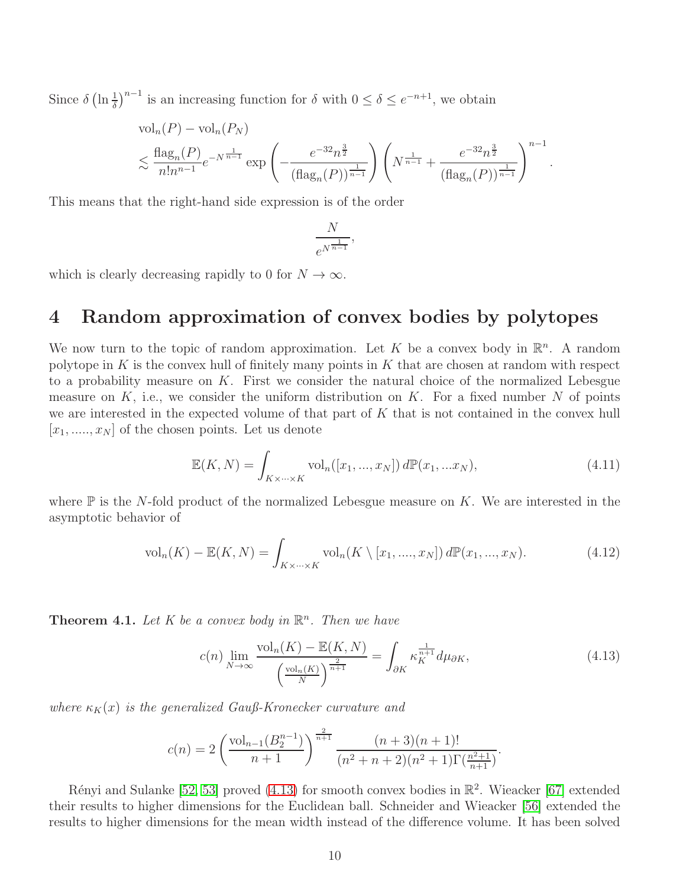Since $\delta \left(\ln \frac{1}{\delta}\right)^{n-1}$ is an increasing function for $\delta$ with $0 \leq \delta \leq e^{-n+1}$, we obtain

$$
\begin{aligned}
&\mathrm{vol}_n(P) - \mathrm{vol}_n(P_N) \\
&\lesssim \frac{\mathrm{flag}_n(P)}{n! n^{n-1}} e^{-N^{\frac{1}{n-1}}} \exp\left(-\frac{e^{-32} n^{\frac{3}{2}}}{(\mathrm{flag}_n(P))^{\frac{1}{n-1}}}\right) \left(N^{\frac{1}{n-1}} + \frac{e^{-32} n^{\frac{3}{2}}}{(\mathrm{flag}_n(P))^{\frac{1}{n-1}}}\right)^{n-1}.
\end{aligned}
$$

This means that the right-hand side expression is of the order

$$
\frac{N}{e^{N^{\frac{1}{n-1}}}},
$$

which is clearly decreasing rapidly to 0 for $N \to \infty$.

# 4 Random approximation of convex bodies by polytopes

We now turn to the topic of random approximation. Let $K$ be a convex body in $\mathbb{R}^n$. A random polytope in $K$ is the convex hull of finitely many points in $K$ that are chosen at random with respect to a probability measure on $K$. First we consider the natural choice of the normalized Lebesgue measure on $K$, i.e., we consider the uniform distribution on $K$. For a fixed number $N$ of points we are interested in the expected volume of that part of $K$ that is not contained in the convex hull $[x_1, \ldots\ldots, x_N]$ of the chosen points. Let us denote

$$
\mathbb{E}(K, N) = \int_{K \times \cdots \times K} \mathrm{vol}_n([x_1, \ldots, x_N])\, d\mathbb{P}(x_1, \ldots x_N), \tag{4.11}
$$

where $\mathbb{P}$ is the $N$-fold product of the normalized Lebesgue measure on $K$. We are interested in the asymptotic behavior of

$$
\mathrm{vol}_n(K) - \mathbb{E}(K, N) = \int_{K \times \cdots \times K} \mathrm{vol}_n(K \setminus [x_1, \ldots\ldots, x_N])\, d\mathbb{P}(x_1, \ldots, x_N). \tag{4.12}
$$

**Theorem 4.1.** *Let $K$ be a convex body in $\mathbb{R}^n$. Then we have*

$$
c(n) \lim_{N \to \infty} \frac{\mathrm{vol}_n(K) - \mathbb{E}(K, N)}{\left(\frac{\mathrm{vol}_n(K)}{N}\right)^{\frac{2}{n+1}}} = \int_{\partial K} \kappa_K^{\frac{1}{n+1}}\, d\mu_{\partial K}, \tag{4.13}
$$

*where $\kappa_K(x)$ is the generalized Gauß-Kronecker curvature and*

$$
c(n) = 2 \left(\frac{\mathrm{vol}_{n-1}(B_2^{n-1})}{n+1}\right)^{\frac{2}{n+1}} \frac{(n+3)(n+1)!}{(n^2+n+2)(n^2+1)\Gamma(\frac{n^2+1}{n+1})}.
$$

Rényi and Sulanke [52, 53] proved (4.13) for smooth convex bodies in $\mathbb{R}^2$. Wieacker [67] extended their results to higher dimensions for the Euclidean ball. Schneider and Wieacker [56] extended the results to higher dimensions for the mean width instead of the difference volume. It has been solved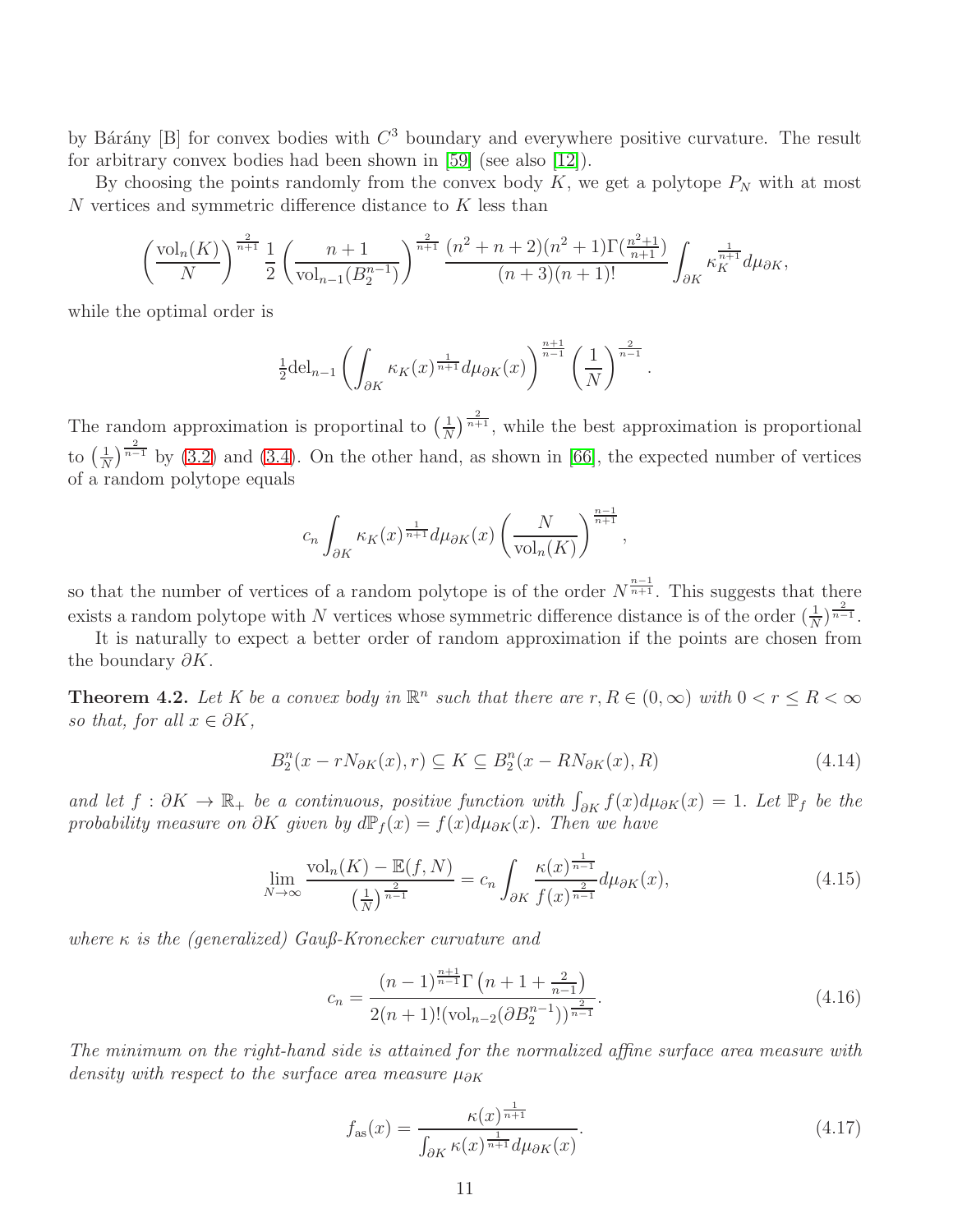by Bárány [B] for convex bodies with $C^3$ boundary and everywhere positive curvature. The result for arbitrary convex bodies had been shown in [59] (see also [12]).

By choosing the points randomly from the convex body $K$, we get a polytope $P_N$ with at most $N$ vertices and symmetric difference distance to $K$ less than

$$\left(\frac{\mathrm{vol}_n(K)}{N}\right)^{\frac{2}{n+1}} \frac{1}{2}\left(\frac{n+1}{\mathrm{vol}_{n-1}(B_2^{n-1})}\right)^{\frac{2}{n+1}} \frac{(n^2+n+2)(n^2+1)\Gamma(\frac{n^2+1}{n+1})}{(n+3)(n+1)!} \int_{\partial K} \kappa_K^{\frac{1}{n+1}} d\mu_{\partial K},$$

while the optimal order is

$$\tfrac{1}{2}\mathrm{del}_{n-1}\left(\int_{\partial K} \kappa_K(x)^{\frac{1}{n+1}} d\mu_{\partial K}(x)\right)^{\frac{n+1}{n-1}} \left(\frac{1}{N}\right)^{\frac{2}{n-1}}.$$

The random approximation is proportional to $\left(\frac{1}{N}\right)^{\frac{2}{n+1}}$, while the best approximation is proportional to $\left(\frac{1}{N}\right)^{\frac{2}{n-1}}$ by (3.2) and (3.4). On the other hand, as shown in [66], the expected number of vertices of a random polytope equals

$$c_n \int_{\partial K} \kappa_K(x)^{\frac{1}{n+1}} d\mu_{\partial K}(x) \left(\frac{N}{\mathrm{vol}_n(K)}\right)^{\frac{n-1}{n+1}},$$

so that the number of vertices of a random polytope is of the order $N^{\frac{n-1}{n+1}}$. This suggests that there exists a random polytope with $N$ vertices whose symmetric difference distance is of the order $(\frac{1}{N})^{\frac{2}{n-1}}$.

It is naturally to expect a better order of random approximation if the points are chosen from the boundary $\partial K$.

**Theorem 4.2.** *Let $K$ be a convex body in $\mathbb{R}^n$ such that there are $r, R \in (0,\infty)$ with $0 < r \leq R < \infty$ so that, for all $x \in \partial K$,*

$$B_2^n(x - rN_{\partial K}(x), r) \subseteq K \subseteq B_2^n(x - RN_{\partial K}(x), R) \tag{4.14}$$

*and let $f : \partial K \to \mathbb{R}_+$ be a continuous, positive function with $\int_{\partial K} f(x) d\mu_{\partial K}(x) = 1$. Let $\mathbb{P}_f$ be the probability measure on $\partial K$ given by $d\mathbb{P}_f(x) = f(x) d\mu_{\partial K}(x)$. Then we have*

$$\lim_{N\to\infty} \frac{\mathrm{vol}_n(K) - \mathbb{E}(f,N)}{\left(\frac{1}{N}\right)^{\frac{2}{n-1}}} = c_n \int_{\partial K} \frac{\kappa(x)^{\frac{1}{n-1}}}{f(x)^{\frac{2}{n-1}}} d\mu_{\partial K}(x), \tag{4.15}$$

*where $\kappa$ is the (generalized) Gauß-Kronecker curvature and*

$$c_n = \frac{(n-1)^{\frac{n+1}{n-1}} \Gamma\left(n+1+\frac{2}{n-1}\right)}{2(n+1)!(\mathrm{vol}_{n-2}(\partial B_2^{n-1}))^{\frac{2}{n-1}}}. \tag{4.16}$$

*The minimum on the right-hand side is attained for the normalized affine surface area measure with density with respect to the surface area measure $\mu_{\partial K}$*

$$f_{\mathrm{as}}(x) = \frac{\kappa(x)^{\frac{1}{n+1}}}{\int_{\partial K} \kappa(x)^{\frac{1}{n+1}} d\mu_{\partial K}(x)}. \tag{4.17}$$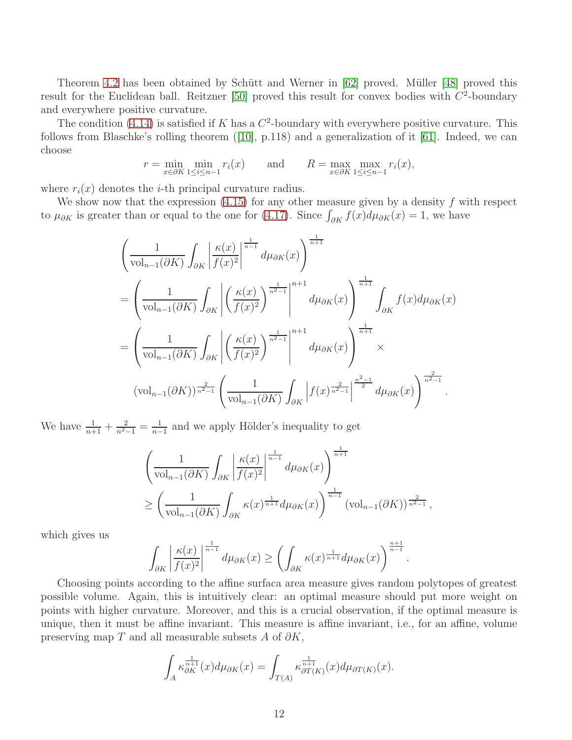Theorem 4.2 has been obtained by Schütt and Werner in [62] proved. Müller [48] proved this result for the Euclidean ball. Reitzner [50] proved this result for convex bodies with $C^2$-boundary and everywhere positive curvature.

The condition (4.14) is satisfied if $K$ has a $C^2$-boundary with everywhere positive curvature. This follows from Blaschke's rolling theorem ([10], p.118) and a generalization of it [61]. Indeed, we can choose

$$r = \min_{x\in\partial K}\min_{1\le i\le n-1} r_i(x) \qquad \text{and} \qquad R = \max_{x\in\partial K}\max_{1\le i\le n-1} r_i(x),$$

where $r_i(x)$ denotes the $i$-th principal curvature radius.

We show now that the expression (4.15) for any other measure given by a density $f$ with respect to $\mu_{\partial K}$ is greater than or equal to the one for (4.17). Since $\int_{\partial K} f(x)d\mu_{\partial K}(x) = 1$, we have

$$\begin{aligned}
&\left(\frac{1}{\mathrm{vol}_{n-1}(\partial K)}\int_{\partial K}\left|\frac{\kappa(x)}{f(x)^2}\right|^{\frac{1}{n-1}} d\mu_{\partial K}(x)\right)^{\frac{1}{n+1}} \\
&= \left(\frac{1}{\mathrm{vol}_{n-1}(\partial K)}\int_{\partial K}\left|\left(\frac{\kappa(x)}{f(x)^2}\right)^{\frac{1}{n^2-1}}\right|^{n+1} d\mu_{\partial K}(x)\right)^{\frac{1}{n+1}} \int_{\partial K} f(x)d\mu_{\partial K}(x) \\
&= \left(\frac{1}{\mathrm{vol}_{n-1}(\partial K)}\int_{\partial K}\left|\left(\frac{\kappa(x)}{f(x)^2}\right)^{\frac{1}{n^2-1}}\right|^{n+1} d\mu_{\partial K}(x)\right)^{\frac{1}{n+1}} \times \\
&\qquad (\mathrm{vol}_{n-1}(\partial K))^{\frac{2}{n^2-1}}\left(\frac{1}{\mathrm{vol}_{n-1}(\partial K)}\int_{\partial K}\left|f(x)^{\frac{2}{n^2-1}}\right|^{\frac{n^2-1}{2}} d\mu_{\partial K}(x)\right)^{\frac{2}{n^2-1}}.
\end{aligned}$$

We have $\frac{1}{n+1} + \frac{2}{n^2-1} = \frac{1}{n-1}$ and we apply Hölder's inequality to get

$$\begin{aligned}
&\left(\frac{1}{\mathrm{vol}_{n-1}(\partial K)}\int_{\partial K}\left|\frac{\kappa(x)}{f(x)^2}\right|^{\frac{1}{n-1}} d\mu_{\partial K}(x)\right)^{\frac{1}{n+1}} \\
&\ge \left(\frac{1}{\mathrm{vol}_{n-1}(\partial K)}\int_{\partial K}\kappa(x)^{\frac{1}{n+1}} d\mu_{\partial K}(x)\right)^{\frac{1}{n-1}} (\mathrm{vol}_{n-1}(\partial K))^{\frac{2}{n^2-1}},
\end{aligned}$$

which gives us

$$\int_{\partial K}\left|\frac{\kappa(x)}{f(x)^2}\right|^{\frac{1}{n-1}} d\mu_{\partial K}(x) \ge \left(\int_{\partial K}\kappa(x)^{\frac{1}{n+1}} d\mu_{\partial K}(x)\right)^{\frac{n+1}{n-1}}.$$

Choosing points according to the affine surfaca area measure gives random polytopes of greatest possible volume. Again, this is intuitively clear: an optimal measure should put more weight on points with higher curvature. Moreover, and this is a crucial observation, if the optimal measure is unique, then it must be affine invariant. This measure is affine invariant, i.e., for an affine, volume preserving map $T$ and all measurable subsets $A$ of $\partial K$,

$$\int_A \kappa_{\partial K}^{\frac{1}{n+1}}(x)d\mu_{\partial K}(x) = \int_{T(A)} \kappa_{\partial T(K)}^{\frac{1}{n+1}}(x)d\mu_{\partial T(K)}(x).$$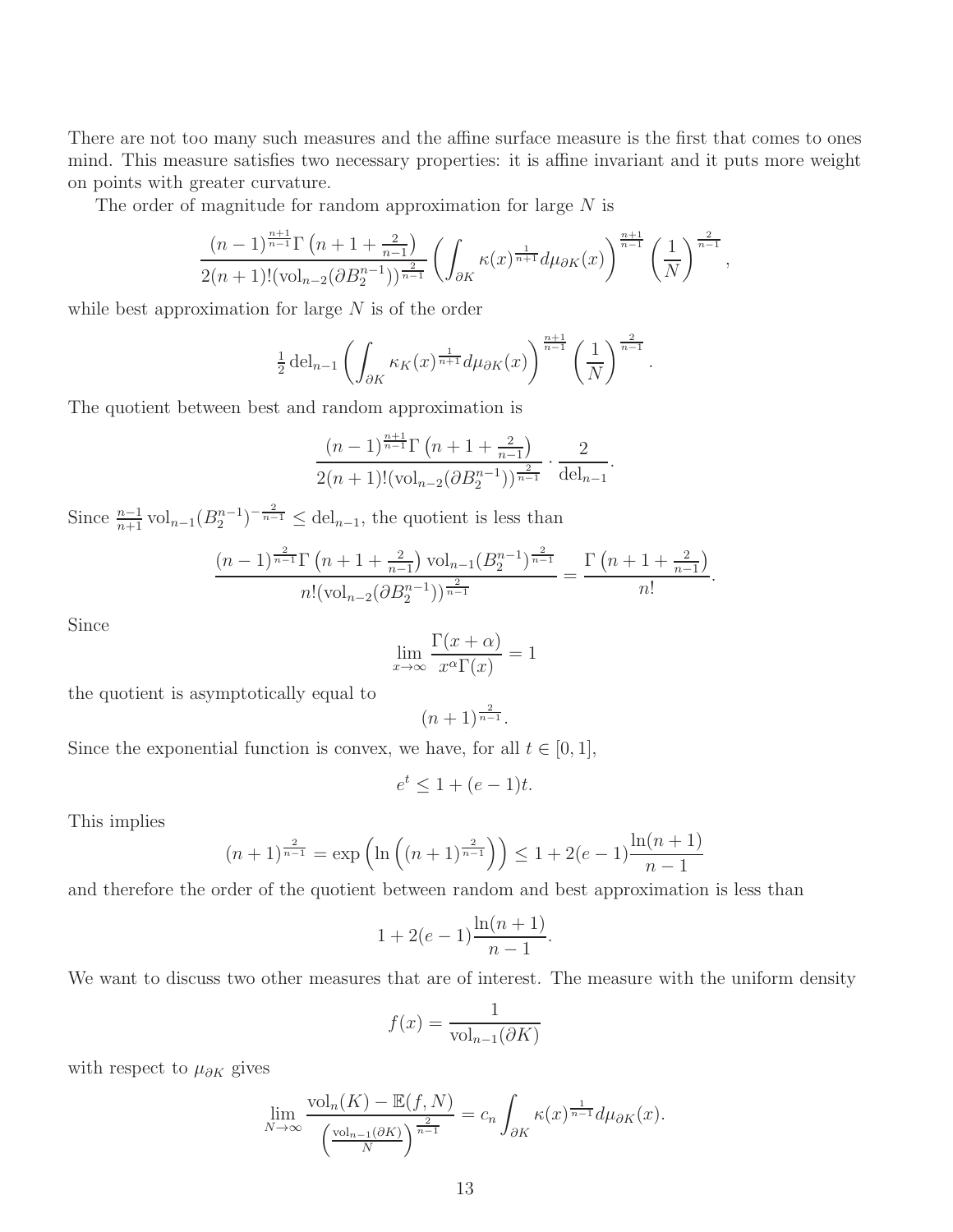There are not too many such measures and the affine surface measure is the first that comes to ones mind. This measure satisfies two necessary properties: it is affine invariant and it puts more weight on points with greater curvature.

The order of magnitude for random approximation for large $N$ is

$$\frac{(n-1)^{\frac{n+1}{n-1}}\Gamma\left(n+1+\frac{2}{n-1}\right)}{2(n+1)!(\mathrm{vol}_{n-2}(\partial B_2^{n-1}))^{\frac{2}{n-1}}}\left(\int_{\partial K}\kappa(x)^{\frac{1}{n+1}}d\mu_{\partial K}(x)\right)^{\frac{n+1}{n-1}}\left(\frac{1}{N}\right)^{\frac{2}{n-1}},$$

while best approximation for large $N$ is of the order

$$\tfrac{1}{2}\,\mathrm{del}_{n-1}\left(\int_{\partial K}\kappa_K(x)^{\frac{1}{n+1}}d\mu_{\partial K}(x)\right)^{\frac{n+1}{n-1}}\left(\frac{1}{N}\right)^{\frac{2}{n-1}}.$$

The quotient between best and random approximation is

$$\frac{(n-1)^{\frac{n+1}{n-1}}\Gamma\left(n+1+\frac{2}{n-1}\right)}{2(n+1)!(\mathrm{vol}_{n-2}(\partial B_2^{n-1}))^{\frac{2}{n-1}}}\cdot\frac{2}{\mathrm{del}_{n-1}}.$$

Since $\frac{n-1}{n+1}\,\mathrm{vol}_{n-1}(B_2^{n-1})^{-\frac{2}{n-1}}\leq\mathrm{del}_{n-1}$, the quotient is less than

$$\frac{(n-1)^{\frac{2}{n-1}}\Gamma\left(n+1+\frac{2}{n-1}\right)\mathrm{vol}_{n-1}(B_2^{n-1})^{\frac{2}{n-1}}}{n!(\mathrm{vol}_{n-2}(\partial B_2^{n-1}))^{\frac{2}{n-1}}}=\frac{\Gamma\left(n+1+\frac{2}{n-1}\right)}{n!}.$$

Since

$$\lim_{x\to\infty}\frac{\Gamma(x+\alpha)}{x^{\alpha}\Gamma(x)}=1$$

the quotient is asymptotically equal to

$$(n+1)^{\frac{2}{n-1}}.$$

Since the exponential function is convex, we have, for all $t\in[0,1]$,

$$e^t\leq 1+(e-1)t.$$

This implies

$$(n+1)^{\frac{2}{n-1}}=\exp\left(\ln\left((n+1)^{\frac{2}{n-1}}\right)\right)\leq 1+2(e-1)\frac{\ln(n+1)}{n-1}$$

and therefore the order of the quotient between random and best approximation is less than

$$1+2(e-1)\frac{\ln(n+1)}{n-1}.$$

We want to discuss two other measures that are of interest. The measure with the uniform density

$$f(x)=\frac{1}{\mathrm{vol}_{n-1}(\partial K)}$$

with respect to $\mu_{\partial K}$ gives

$$\lim_{N\to\infty}\frac{\mathrm{vol}_n(K)-\mathbb{E}(f,N)}{\left(\frac{\mathrm{vol}_{n-1}(\partial K)}{N}\right)^{\frac{2}{n-1}}}=c_n\int_{\partial K}\kappa(x)^{\frac{1}{n-1}}d\mu_{\partial K}(x).$$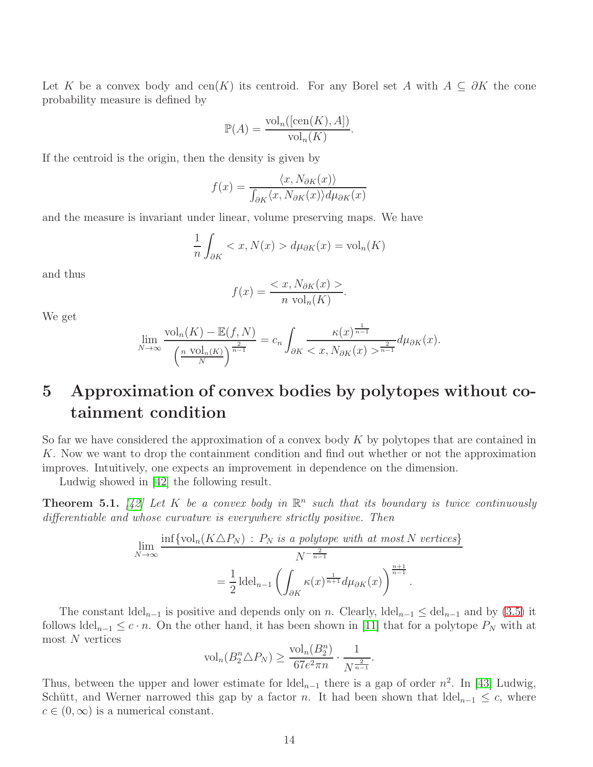Let $K$ be a convex body and $\mathrm{cen}(K)$ its centroid. For any Borel set $A$ with $A \subseteq \partial K$ the cone probability measure is defined by

$$\mathbb{P}(A) = \frac{\mathrm{vol}_n([\mathrm{cen}(K), A])}{\mathrm{vol}_n(K)}.$$

If the centroid is the origin, then the density is given by

$$f(x) = \frac{\langle x, N_{\partial K}(x)\rangle}{\int_{\partial K} \langle x, N_{\partial K}(x)\rangle d\mu_{\partial K}(x)}$$

and the measure is invariant under linear, volume preserving maps. We have

$$\frac{1}{n}\int_{\partial K} < x, N(x) > d\mu_{\partial K}(x) = \mathrm{vol}_n(K)$$

and thus

$$f(x) = \frac{< x, N_{\partial K}(x) >}{n \ \mathrm{vol}_n(K)}.$$

We get

$$\lim_{N\to\infty} \frac{\mathrm{vol}_n(K) - \mathbb{E}(f,N)}{\left(\frac{n \ \mathrm{vol}_n(K)}{N}\right)^{\frac{2}{n-1}}} = c_n \int_{\partial K} \frac{\kappa(x)^{\frac{1}{n-1}}}{< x, N_{\partial K}(x) >^{\frac{2}{n-1}}} d\mu_{\partial K}(x).$$

# 5 Approximation of convex bodies by polytopes without cotainment condition

So far we have considered the approximation of a convex body $K$ by polytopes that are contained in $K$. Now we want to drop the containment condition and find out whether or not the approximation improves. Intuitively, one expects an improvement in dependence on the dimension.

Ludwig showed in [42] the following result.

**Theorem 5.1.** *[42] Let $K$ be a convex body in $\mathbb{R}^n$ such that its boundary is twice continuously differentiable and whose curvature is everywhere strictly positive. Then*

$$\lim_{N\to\infty} \frac{\inf\{\mathrm{vol}_n(K\triangle P_N) \,:\, P_N \text{ is a polytope with at most } N \text{ vertices}\}}{N^{-\frac{2}{n-1}}}$$
$$= \frac{1}{2}\,\mathrm{ldel}_{n-1}\left(\int_{\partial K} \kappa(x)^{\frac{1}{n+1}} d\mu_{\partial K}(x)\right)^{\frac{n+1}{n-1}}.$$

The constant $\mathrm{ldel}_{n-1}$ is positive and depends only on $n$. Clearly, $\mathrm{ldel}_{n-1} \leq \mathrm{del}_{n-1}$ and by (3.5) it follows $\mathrm{ldel}_{n-1} \leq c \cdot n$. On the other hand, it has been shown in [11] that for a polytope $P_N$ with at most $N$ vertices

$$\mathrm{vol}_n(B_2^n \triangle P_N) \geq \frac{\mathrm{vol}_n(B_2^n)}{67e^2\pi n} \cdot \frac{1}{N^{\frac{2}{n-1}}}.$$

Thus, between the upper and lower estimate for $\mathrm{ldel}_{n-1}$ there is a gap of order $n^2$. In [43] Ludwig, Schütt, and Werner narrowed this gap by a factor $n$. It had been shown that $\mathrm{ldel}_{n-1} \leq c$, where $c \in (0, \infty)$ is a numerical constant.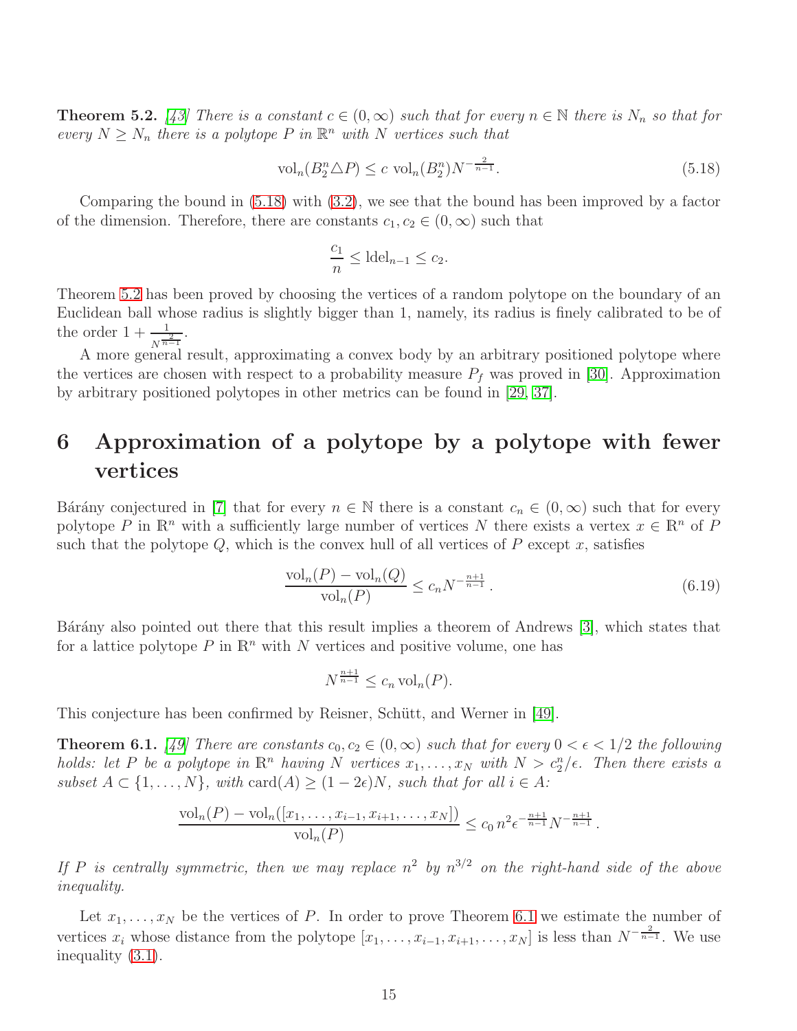**Theorem 5.2.** *[43] There is a constant $c \in (0,\infty)$ such that for every $n \in \mathbb{N}$ there is $N_n$ so that for every $N \geq N_n$ there is a polytope $P$ in $\mathbb{R}^n$ with $N$ vertices such that*

$$\mathrm{vol}_n(B_2^n \triangle P) \leq c\ \mathrm{vol}_n(B_2^n) N^{-\frac{2}{n-1}}. \tag{5.18}$$

Comparing the bound in (5.18) with (3.2), we see that the bound has been improved by a factor of the dimension. Therefore, there are constants $c_1, c_2 \in (0,\infty)$ such that

$$\frac{c_1}{n} \leq \mathrm{ldel}_{n-1} \leq c_2.$$

Theorem 5.2 has been proved by choosing the vertices of a random polytope on the boundary of an Euclidean ball whose radius is slightly bigger than 1, namely, its radius is finely calibrated to be of the order $1 + \frac{1}{N^{\frac{2}{n-1}}}$.

A more general result, approximating a convex body by an arbitrary positioned polytope where the vertices are chosen with respect to a probability measure $P_f$ was proved in [30]. Approximation by arbitrary positioned polytopes in other metrics can be found in [29, 37].

# 6 Approximation of a polytope by a polytope with fewer vertices

Bárány conjectured in [7] that for every $n \in \mathbb{N}$ there is a constant $c_n \in (0,\infty)$ such that for every polytope $P$ in $\mathbb{R}^n$ with a sufficiently large number of vertices $N$ there exists a vertex $x \in \mathbb{R}^n$ of $P$ such that the polytope $Q$, which is the convex hull of all vertices of $P$ except $x$, satisfies

$$\frac{\mathrm{vol}_n(P) - \mathrm{vol}_n(Q)}{\mathrm{vol}_n(P)} \leq c_n N^{-\frac{n+1}{n-1}}. \tag{6.19}$$

Bárány also pointed out there that this result implies a theorem of Andrews [3], which states that for a lattice polytope $P$ in $\mathbb{R}^n$ with $N$ vertices and positive volume, one has

$$N^{\frac{n+1}{n-1}} \leq c_n \, \mathrm{vol}_n(P).$$

This conjecture has been confirmed by Reisner, Schütt, and Werner in [49].

**Theorem 6.1.** *[49] There are constants $c_0, c_2 \in (0,\infty)$ such that for every $0 < \epsilon < 1/2$ the following holds: let $P$ be a polytope in $\mathbb{R}^n$ having $N$ vertices $x_1, \ldots, x_N$ with $N > c_2^n/\epsilon$. Then there exists a subset $A \subset \{1, \ldots, N\}$, with $\mathrm{card}(A) \geq (1-2\epsilon)N$, such that for all $i \in A$:*

$$\frac{\mathrm{vol}_n(P) - \mathrm{vol}_n([x_1, \ldots, x_{i-1}, x_{i+1}, \ldots, x_N])}{\mathrm{vol}_n(P)} \leq c_0 \, n^2 \epsilon^{-\frac{n+1}{n-1}} N^{-\frac{n+1}{n-1}}.$$

*If $P$ is centrally symmetric, then we may replace $n^2$ by $n^{3/2}$ on the right-hand side of the above inequality.*

Let $x_1, \ldots, x_N$ be the vertices of $P$. In order to prove Theorem 6.1 we estimate the number of vertices $x_i$ whose distance from the polytope $[x_1, \ldots, x_{i-1}, x_{i+1}, \ldots, x_N]$ is less than $N^{-\frac{2}{n-1}}$. We use inequality (3.1).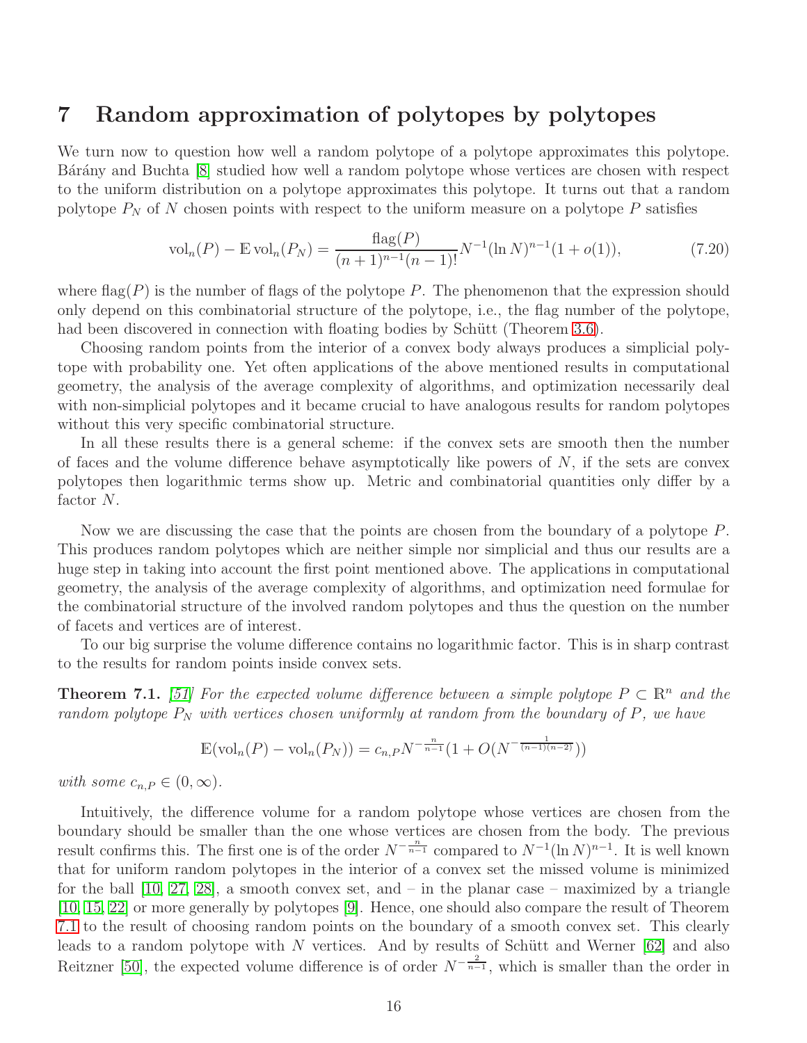# 7 Random approximation of polytopes by polytopes

We turn now to question how well a random polytope of a polytope approximates this polytope. Bárány and Buchta [8] studied how well a random polytope whose vertices are chosen with respect to the uniform distribution on a polytope approximates this polytope. It turns out that a random polytope $P_N$ of $N$ chosen points with respect to the uniform measure on a polytope $P$ satisfies

$$\mathrm{vol}_n(P) - \mathbb{E}\,\mathrm{vol}_n(P_N) = \frac{\mathrm{flag}(P)}{(n+1)^{n-1}(n-1)!} N^{-1}(\ln N)^{n-1}(1+o(1)), \tag{7.20}$$

where $\mathrm{flag}(P)$ is the number of flags of the polytope $P$. The phenomenon that the expression should only depend on this combinatorial structure of the polytope, i.e., the flag number of the polytope, had been discovered in connection with floating bodies by Schütt (Theorem 3.6).

Choosing random points from the interior of a convex body always produces a simplicial polytope with probability one. Yet often applications of the above mentioned results in computational geometry, the analysis of the average complexity of algorithms, and optimization necessarily deal with non-simplicial polytopes and it became crucial to have analogous results for random polytopes without this very specific combinatorial structure.

In all these results there is a general scheme: if the convex sets are smooth then the number of faces and the volume difference behave asymptotically like powers of $N$, if the sets are convex polytopes then logarithmic terms show up. Metric and combinatorial quantities only differ by a factor $N$.

Now we are discussing the case that the points are chosen from the boundary of a polytope $P$. This produces random polytopes which are neither simple nor simplicial and thus our results are a huge step in taking into account the first point mentioned above. The applications in computational geometry, the analysis of the average complexity of algorithms, and optimization need formulae for the combinatorial structure of the involved random polytopes and thus the question on the number of facets and vertices are of interest.

To our big surprise the volume difference contains no logarithmic factor. This is in sharp contrast to the results for random points inside convex sets.

**Theorem 7.1.** *[51] For the expected volume difference between a simple polytope $P \subset \mathbb{R}^n$ and the random polytope $P_N$ with vertices chosen uniformly at random from the boundary of $P$, we have*

$$\mathbb{E}(\mathrm{vol}_n(P) - \mathrm{vol}_n(P_N)) = c_{n,P} N^{-\frac{n}{n-1}}(1 + O(N^{-\frac{1}{(n-1)(n-2)}}))$$

*with some $c_{n,P} \in (0, \infty)$.*

Intuitively, the difference volume for a random polytope whose vertices are chosen from the boundary should be smaller than the one whose vertices are chosen from the body. The previous result confirms this. The first one is of the order $N^{-\frac{n}{n-1}}$ compared to $N^{-1}(\ln N)^{n-1}$. It is well known that for uniform random polytopes in the interior of a convex set the missed volume is minimized for the ball [10, 27, 28], a smooth convex set, and – in the planar case – maximized by a triangle [10, 15, 22] or more generally by polytopes [9]. Hence, one should also compare the result of Theorem 7.1 to the result of choosing random points on the boundary of a smooth convex set. This clearly leads to a random polytope with $N$ vertices. And by results of Schütt and Werner [62] and also Reitzner [50], the expected volume difference is of order $N^{-\frac{2}{n-1}}$, which is smaller than the order in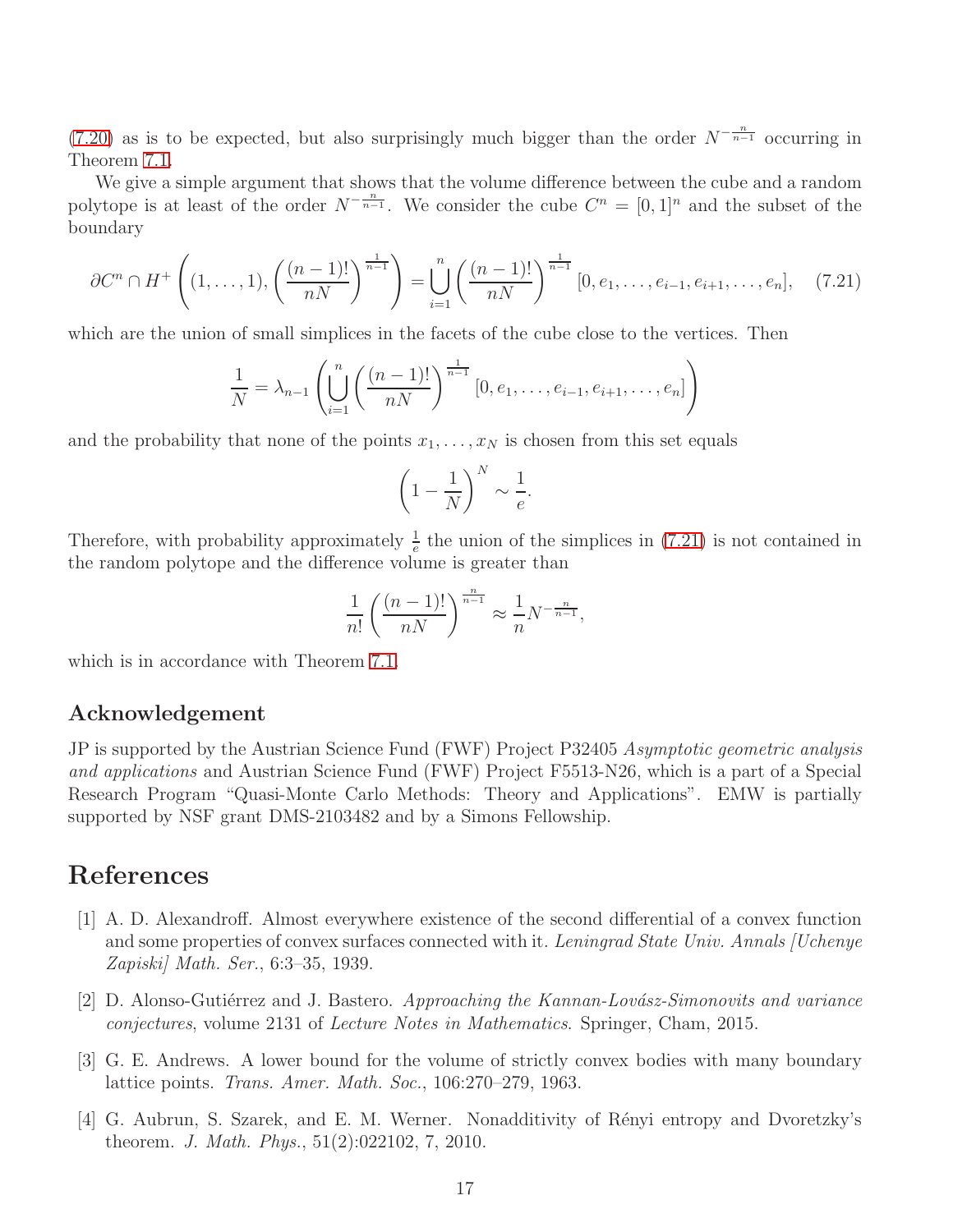(7.20) as is to be expected, but also surprisingly much bigger than the order $N^{-\frac{n}{n-1}}$ occurring in Theorem 7.1.

We give a simple argument that shows that the volume difference between the cube and a random polytope is at least of the order $N^{-\frac{n}{n-1}}$. We consider the cube $C^n = [0,1]^n$ and the subset of the boundary

$$\partial C^n \cap H^+\left((1,\dots,1), \left(\frac{(n-1)!}{nN}\right)^{\frac{1}{n-1}}\right) = \bigcup_{i=1}^{n} \left(\frac{(n-1)!}{nN}\right)^{\frac{1}{n-1}} [0, e_1, \dots, e_{i-1}, e_{i+1}, \dots, e_n], \quad (7.21)$$

which are the union of small simplices in the facets of the cube close to the vertices. Then

$$\frac{1}{N} = \lambda_{n-1}\left(\bigcup_{i=1}^{n} \left(\frac{(n-1)!}{nN}\right)^{\frac{1}{n-1}} [0, e_1, \dots, e_{i-1}, e_{i+1}, \dots, e_n]\right)$$

and the probability that none of the points $x_1, \dots, x_N$ is chosen from this set equals

$$\left(1 - \frac{1}{N}\right)^N \sim \frac{1}{e}.$$

Therefore, with probability approximately $\frac{1}{e}$ the union of the simplices in (7.21) is not contained in the random polytope and the difference volume is greater than

$$\frac{1}{n!}\left(\frac{(n-1)!}{nN}\right)^{\frac{n}{n-1}} \approx \frac{1}{n} N^{-\frac{n}{n-1}},$$

which is in accordance with Theorem 7.1.

## Acknowledgement

JP is supported by the Austrian Science Fund (FWF) Project P32405 *Asymptotic geometric analysis and applications* and Austrian Science Fund (FWF) Project F5513-N26, which is a part of a Special Research Program "Quasi-Monte Carlo Methods: Theory and Applications". EMW is partially supported by NSF grant DMS-2103482 and by a Simons Fellowship.

# References

[1] A. D. Alexandroff. Almost everywhere existence of the second differential of a convex function and some properties of convex surfaces connected with it. *Leningrad State Univ. Annals [Uchenye Zapiski] Math. Ser.*, 6:3–35, 1939.

[2] D. Alonso-Gutiérrez and J. Bastero. *Approaching the Kannan-Lovász-Simonovits and variance conjectures*, volume 2131 of *Lecture Notes in Mathematics*. Springer, Cham, 2015.

[3] G. E. Andrews. A lower bound for the volume of strictly convex bodies with many boundary lattice points. *Trans. Amer. Math. Soc.*, 106:270–279, 1963.

[4] G. Aubrun, S. Szarek, and E. M. Werner. Nonadditivity of Rényi entropy and Dvoretzky's theorem. *J. Math. Phys.*, 51(2):022102, 7, 2010.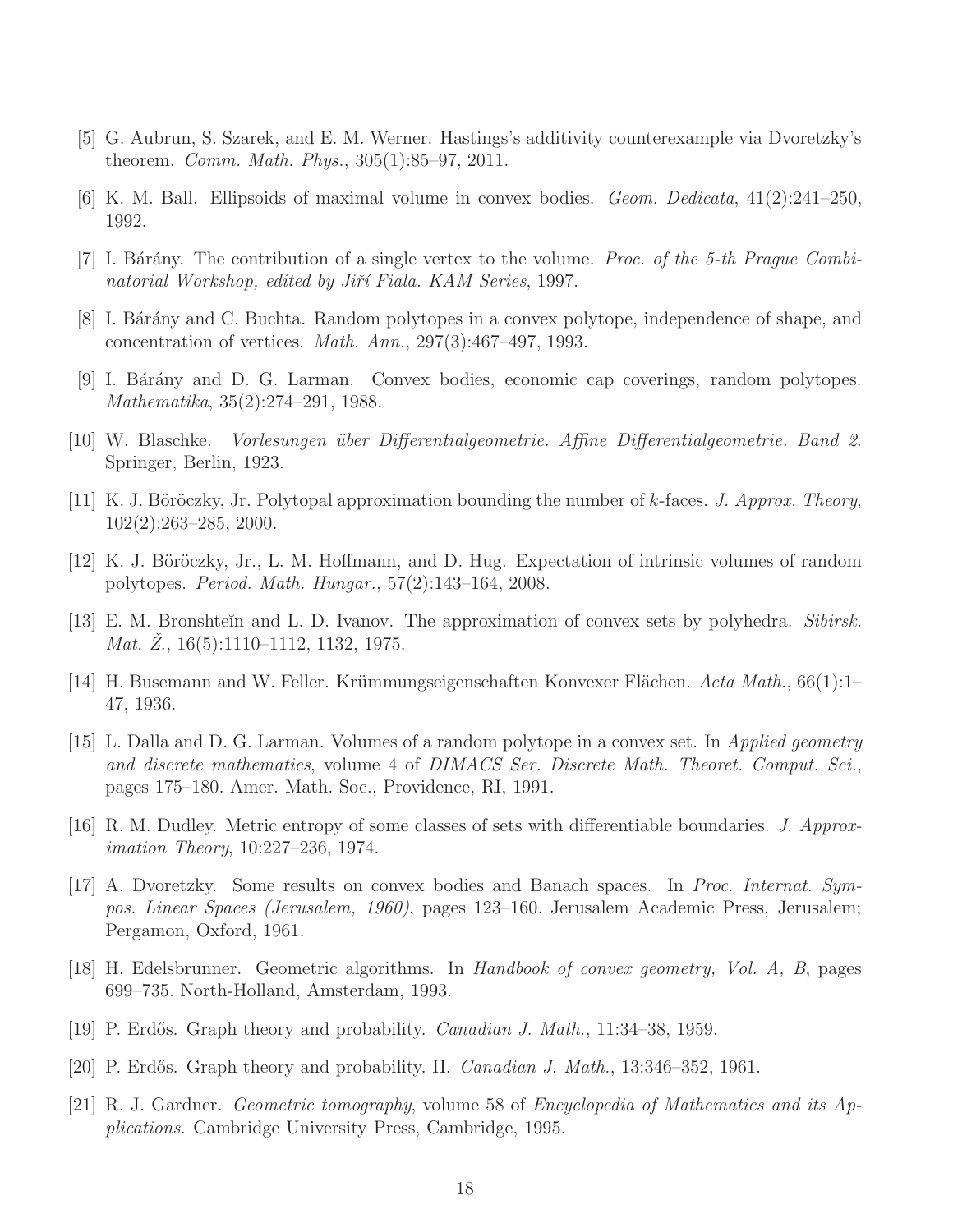[5] G. Aubrun, S. Szarek, and E. M. Werner. Hastings's additivity counterexample via Dvoretzky's theorem. *Comm. Math. Phys.*, 305(1):85–97, 2011.

[6] K. M. Ball. Ellipsoids of maximal volume in convex bodies. *Geom. Dedicata*, 41(2):241–250, 1992.

[7] I. Bárány. The contribution of a single vertex to the volume. *Proc. of the 5-th Prague Combinatorial Workshop, edited by Jiří Fiala. KAM Series*, 1997.

[8] I. Bárány and C. Buchta. Random polytopes in a convex polytope, independence of shape, and concentration of vertices. *Math. Ann.*, 297(3):467–497, 1993.

[9] I. Bárány and D. G. Larman. Convex bodies, economic cap coverings, random polytopes. *Mathematika*, 35(2):274–291, 1988.

[10] W. Blaschke. *Vorlesungen über Differentialgeometrie. Affine Differentialgeometrie. Band 2.* Springer, Berlin, 1923.

[11] K. J. Böröczky, Jr. Polytopal approximation bounding the number of $k$-faces. *J. Approx. Theory*, 102(2):263–285, 2000.

[12] K. J. Böröczky, Jr., L. M. Hoffmann, and D. Hug. Expectation of intrinsic volumes of random polytopes. *Period. Math. Hungar.*, 57(2):143–164, 2008.

[13] E. M. Bronshteĭn and L. D. Ivanov. The approximation of convex sets by polyhedra. *Sibirsk. Mat. Ž.*, 16(5):1110–1112, 1132, 1975.

[14] H. Busemann and W. Feller. Krümmungseigenschaften Konvexer Flächen. *Acta Math.*, 66(1):1–47, 1936.

[15] L. Dalla and D. G. Larman. Volumes of a random polytope in a convex set. In *Applied geometry and discrete mathematics*, volume 4 of *DIMACS Ser. Discrete Math. Theoret. Comput. Sci.*, pages 175–180. Amer. Math. Soc., Providence, RI, 1991.

[16] R. M. Dudley. Metric entropy of some classes of sets with differentiable boundaries. *J. Approximation Theory*, 10:227–236, 1974.

[17] A. Dvoretzky. Some results on convex bodies and Banach spaces. In *Proc. Internat. Sympos. Linear Spaces (Jerusalem, 1960)*, pages 123–160. Jerusalem Academic Press, Jerusalem; Pergamon, Oxford, 1961.

[18] H. Edelsbrunner. Geometric algorithms. In *Handbook of convex geometry, Vol. A, B*, pages 699–735. North-Holland, Amsterdam, 1993.

[19] P. Erdős. Graph theory and probability. *Canadian J. Math.*, 11:34–38, 1959.

[20] P. Erdős. Graph theory and probability. II. *Canadian J. Math.*, 13:346–352, 1961.

[21] R. J. Gardner. *Geometric tomography*, volume 58 of *Encyclopedia of Mathematics and its Applications*. Cambridge University Press, Cambridge, 1995.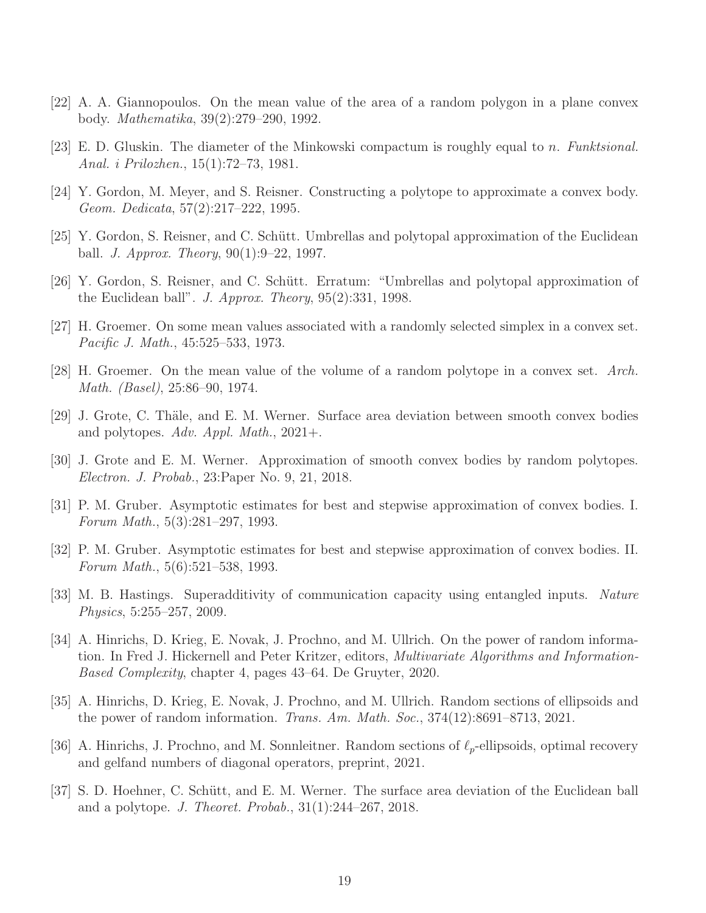[22] A. A. Giannopoulos. On the mean value of the area of a random polygon in a plane convex body. *Mathematika*, 39(2):279–290, 1992.

[23] E. D. Gluskin. The diameter of the Minkowski compactum is roughly equal to $n$. *Funktsional. Anal. i Prilozhen.*, 15(1):72–73, 1981.

[24] Y. Gordon, M. Meyer, and S. Reisner. Constructing a polytope to approximate a convex body. *Geom. Dedicata*, 57(2):217–222, 1995.

[25] Y. Gordon, S. Reisner, and C. Schütt. Umbrellas and polytopal approximation of the Euclidean ball. *J. Approx. Theory*, 90(1):9–22, 1997.

[26] Y. Gordon, S. Reisner, and C. Schütt. Erratum: "Umbrellas and polytopal approximation of the Euclidean ball". *J. Approx. Theory*, 95(2):331, 1998.

[27] H. Groemer. On some mean values associated with a randomly selected simplex in a convex set. *Pacific J. Math.*, 45:525–533, 1973.

[28] H. Groemer. On the mean value of the volume of a random polytope in a convex set. *Arch. Math. (Basel)*, 25:86–90, 1974.

[29] J. Grote, C. Thäle, and E. M. Werner. Surface area deviation between smooth convex bodies and polytopes. *Adv. Appl. Math.*, 2021+.

[30] J. Grote and E. M. Werner. Approximation of smooth convex bodies by random polytopes. *Electron. J. Probab.*, 23:Paper No. 9, 21, 2018.

[31] P. M. Gruber. Asymptotic estimates for best and stepwise approximation of convex bodies. I. *Forum Math.*, 5(3):281–297, 1993.

[32] P. M. Gruber. Asymptotic estimates for best and stepwise approximation of convex bodies. II. *Forum Math.*, 5(6):521–538, 1993.

[33] M. B. Hastings. Superadditivity of communication capacity using entangled inputs. *Nature Physics*, 5:255–257, 2009.

[34] A. Hinrichs, D. Krieg, E. Novak, J. Prochno, and M. Ullrich. On the power of random information. In Fred J. Hickernell and Peter Kritzer, editors, *Multivariate Algorithms and Information-Based Complexity*, chapter 4, pages 43–64. De Gruyter, 2020.

[35] A. Hinrichs, D. Krieg, E. Novak, J. Prochno, and M. Ullrich. Random sections of ellipsoids and the power of random information. *Trans. Am. Math. Soc.*, 374(12):8691–8713, 2021.

[36] A. Hinrichs, J. Prochno, and M. Sonnleitner. Random sections of $\ell_p$-ellipsoids, optimal recovery and gelfand numbers of diagonal operators, preprint, 2021.

[37] S. D. Hoehner, C. Schütt, and E. M. Werner. The surface area deviation of the Euclidean ball and a polytope. *J. Theoret. Probab.*, 31(1):244–267, 2018.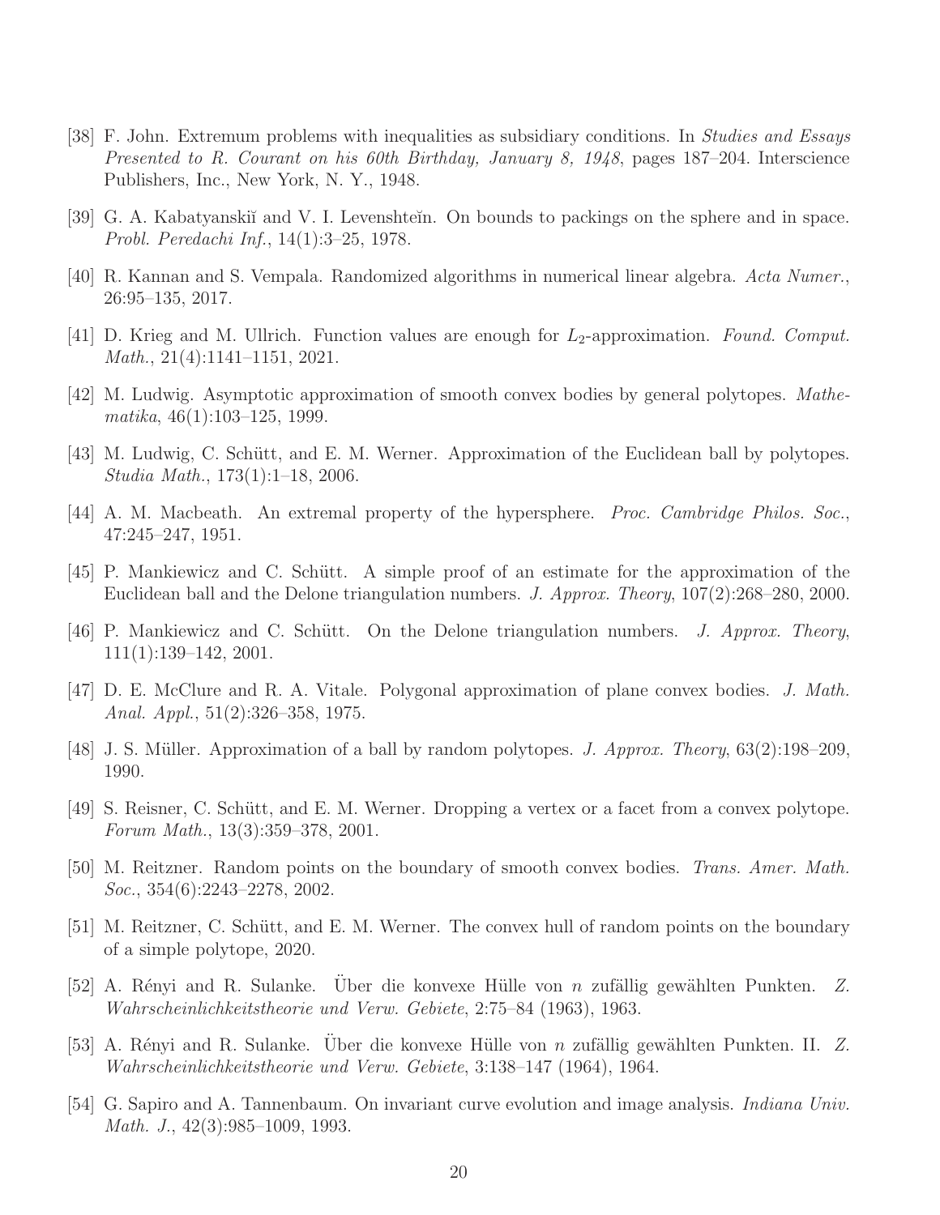[38] F. John. Extremum problems with inequalities as subsidiary conditions. In *Studies and Essays Presented to R. Courant on his 60th Birthday, January 8, 1948*, pages 187–204. Interscience Publishers, Inc., New York, N. Y., 1948.

[39] G. A. Kabatyanskiĭ and V. I. Levenshteĭn. On bounds to packings on the sphere and in space. *Probl. Peredachi Inf.*, 14(1):3–25, 1978.

[40] R. Kannan and S. Vempala. Randomized algorithms in numerical linear algebra. *Acta Numer.*, 26:95–135, 2017.

[41] D. Krieg and M. Ullrich. Function values are enough for $L_2$-approximation. *Found. Comput. Math.*, 21(4):1141–1151, 2021.

[42] M. Ludwig. Asymptotic approximation of smooth convex bodies by general polytopes. *Mathematika*, 46(1):103–125, 1999.

[43] M. Ludwig, C. Schütt, and E. M. Werner. Approximation of the Euclidean ball by polytopes. *Studia Math.*, 173(1):1–18, 2006.

[44] A. M. Macbeath. An extremal property of the hypersphere. *Proc. Cambridge Philos. Soc.*, 47:245–247, 1951.

[45] P. Mankiewicz and C. Schütt. A simple proof of an estimate for the approximation of the Euclidean ball and the Delone triangulation numbers. *J. Approx. Theory*, 107(2):268–280, 2000.

[46] P. Mankiewicz and C. Schütt. On the Delone triangulation numbers. *J. Approx. Theory*, 111(1):139–142, 2001.

[47] D. E. McClure and R. A. Vitale. Polygonal approximation of plane convex bodies. *J. Math. Anal. Appl.*, 51(2):326–358, 1975.

[48] J. S. Müller. Approximation of a ball by random polytopes. *J. Approx. Theory*, 63(2):198–209, 1990.

[49] S. Reisner, C. Schütt, and E. M. Werner. Dropping a vertex or a facet from a convex polytope. *Forum Math.*, 13(3):359–378, 2001.

[50] M. Reitzner. Random points on the boundary of smooth convex bodies. *Trans. Amer. Math. Soc.*, 354(6):2243–2278, 2002.

[51] M. Reitzner, C. Schütt, and E. M. Werner. The convex hull of random points on the boundary of a simple polytope, 2020.

[52] A. Rényi and R. Sulanke. Über die konvexe Hülle von $n$ zufällig gewählten Punkten. *Z. Wahrscheinlichkeitstheorie und Verw. Gebiete*, 2:75–84 (1963), 1963.

[53] A. Rényi and R. Sulanke. Über die konvexe Hülle von $n$ zufällig gewählten Punkten. II. *Z. Wahrscheinlichkeitstheorie und Verw. Gebiete*, 3:138–147 (1964), 1964.

[54] G. Sapiro and A. Tannenbaum. On invariant curve evolution and image analysis. *Indiana Univ. Math. J.*, 42(3):985–1009, 1993.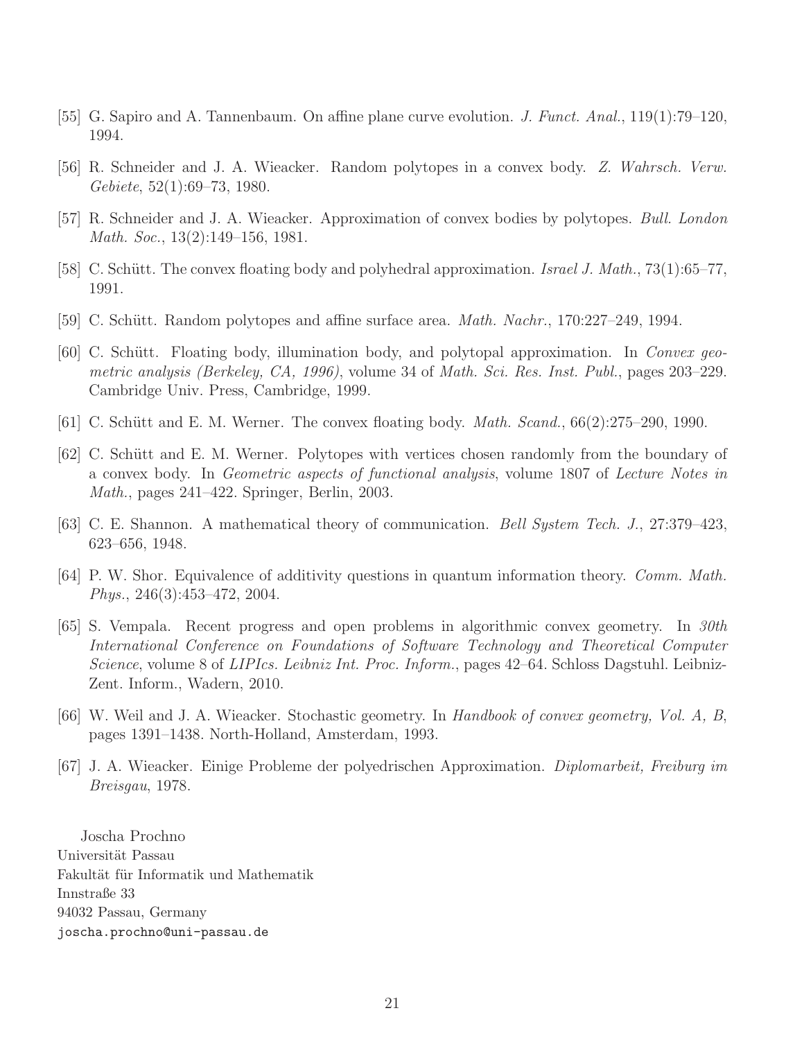[55] G. Sapiro and A. Tannenbaum. On affine plane curve evolution. *J. Funct. Anal.*, 119(1):79–120, 1994.

[56] R. Schneider and J. A. Wieacker. Random polytopes in a convex body. *Z. Wahrsch. Verw. Gebiete*, 52(1):69–73, 1980.

[57] R. Schneider and J. A. Wieacker. Approximation of convex bodies by polytopes. *Bull. London Math. Soc.*, 13(2):149–156, 1981.

[58] C. Schütt. The convex floating body and polyhedral approximation. *Israel J. Math.*, 73(1):65–77, 1991.

[59] C. Schütt. Random polytopes and affine surface area. *Math. Nachr.*, 170:227–249, 1994.

[60] C. Schütt. Floating body, illumination body, and polytopal approximation. In *Convex geometric analysis (Berkeley, CA, 1996)*, volume 34 of *Math. Sci. Res. Inst. Publ.*, pages 203–229. Cambridge Univ. Press, Cambridge, 1999.

[61] C. Schütt and E. M. Werner. The convex floating body. *Math. Scand.*, 66(2):275–290, 1990.

[62] C. Schütt and E. M. Werner. Polytopes with vertices chosen randomly from the boundary of a convex body. In *Geometric aspects of functional analysis*, volume 1807 of *Lecture Notes in Math.*, pages 241–422. Springer, Berlin, 2003.

[63] C. E. Shannon. A mathematical theory of communication. *Bell System Tech. J.*, 27:379–423, 623–656, 1948.

[64] P. W. Shor. Equivalence of additivity questions in quantum information theory. *Comm. Math. Phys.*, 246(3):453–472, 2004.

[65] S. Vempala. Recent progress and open problems in algorithmic convex geometry. In *30th International Conference on Foundations of Software Technology and Theoretical Computer Science*, volume 8 of *LIPIcs. Leibniz Int. Proc. Inform.*, pages 42–64. Schloss Dagstuhl. Leibniz-Zent. Inform., Wadern, 2010.

[66] W. Weil and J. A. Wieacker. Stochastic geometry. In *Handbook of convex geometry, Vol. A, B*, pages 1391–1438. North-Holland, Amsterdam, 1993.

[67] J. A. Wieacker. Einige Probleme der polyedrischen Approximation. *Diplomarbeit, Freiburg im Breisgau*, 1978.

Joscha Prochno
Universität Passau
Fakultät für Informatik und Mathematik
Innstraße 33
94032 Passau, Germany
joscha.prochno@uni-passau.de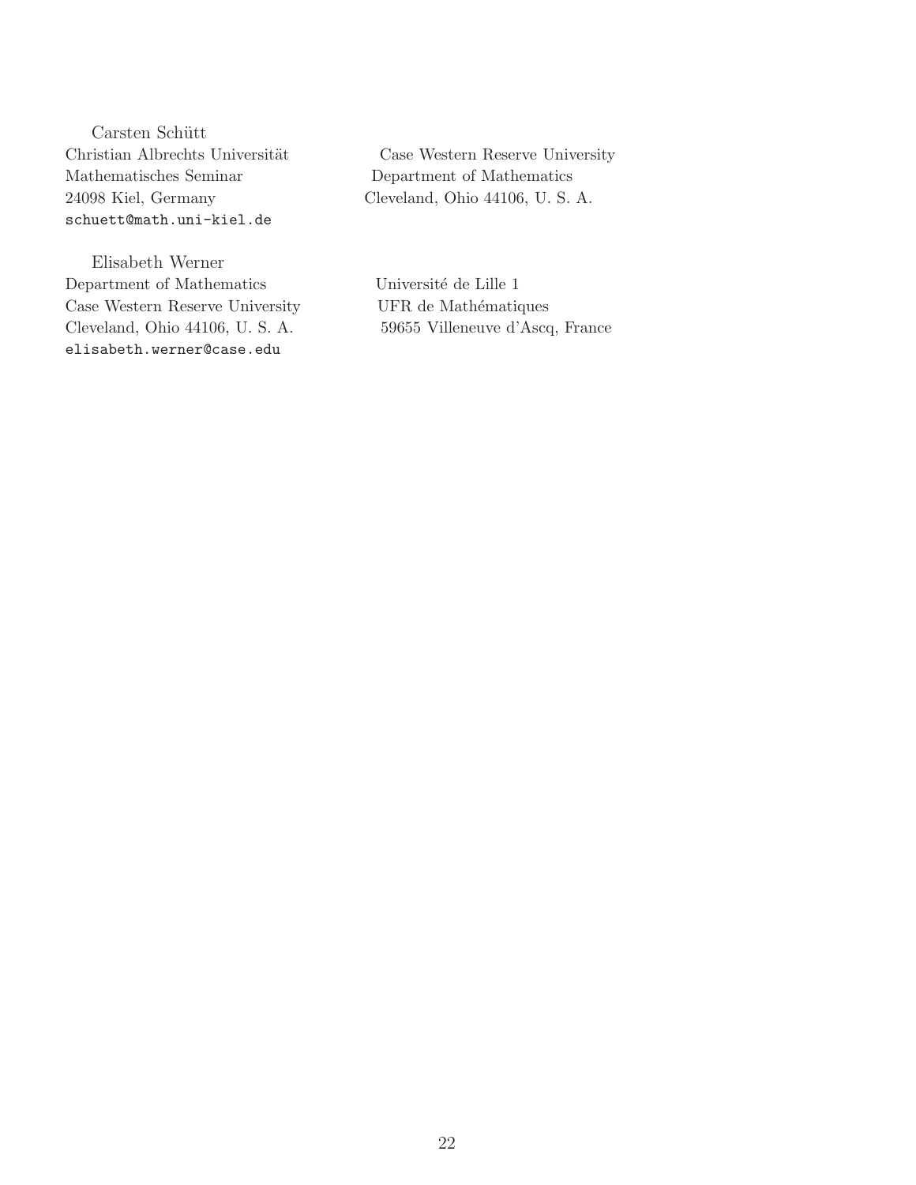Carsten Schütt
Christian Albrechts Universität
Mathematisches Seminar
24098 Kiel, Germany
schuett@math.uni-kiel.de

Case Western Reserve University
Department of Mathematics
Cleveland, Ohio 44106, U. S. A.

Elisabeth Werner
Department of Mathematics
Case Western Reserve University
Cleveland, Ohio 44106, U. S. A.
elisabeth.werner@case.edu

Université de Lille 1
UFR de Mathématiques
59655 Villeneuve d'Ascq, France